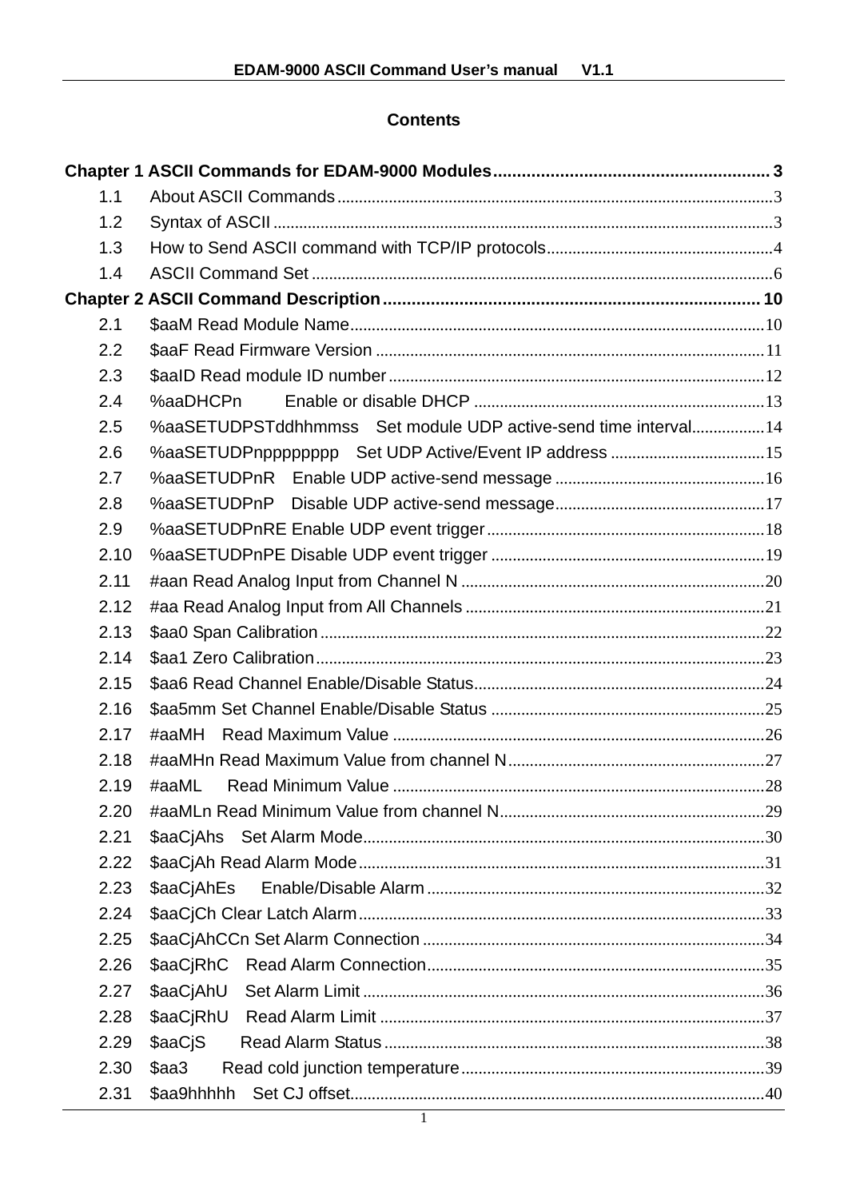## Contents

**Chapter 1 ASCII Commands for EDAM-9000 Modules .......... 3**

- 1.1 About ASCII Commands .......... 3
- 1.2 Syntax of ASCII .......... 3
- 1.3 How to Send ASCII command with TCP/IP protocols .......... 4
- 1.4 ASCII Command Set .......... 6

**Chapter 2 ASCII Command Description .......... 10**

- 2.1 $aaM Read Module Name .......... 10
- 2.2 $aaF Read Firmware Version .......... 11
- 2.3 $aaID Read module ID number .......... 12
- 2.4 %aaDHCPn Enable or disable DHCP .......... 13
- 2.5 %aaSETUDPSTddhhmmss Set module UDP active-send time interval .......... 14
- 2.6 %aaSETUDPnpppppppp Set UDP Active/Event IP address .......... 15
- 2.7 %aaSETUDPnR Enable UDP active-send message .......... 16
- 2.8 %aaSETUDPnP Disable UDP active-send message .......... 17
- 2.9 %aaSETUDPnRE Enable UDP event trigger .......... 18
- 2.10 %aaSETUDPnPE Disable UDP event trigger .......... 19
- 2.11 #aan Read Analog Input from Channel N .......... 20
- 2.12 #aa Read Analog Input from All Channels .......... 21
- 2.13 $aa0 Span Calibration .......... 22
- 2.14 $aa1 Zero Calibration .......... 23
- 2.15 $aa6 Read Channel Enable/Disable Status .......... 24
- 2.16 $aa5mm Set Channel Enable/Disable Status .......... 25
- 2.17 #aaMH Read Maximum Value .......... 26
- 2.18 #aaMHn Read Maximum Value from channel N .......... 27
- 2.19 #aaML Read Minimum Value .......... 28
- 2.20 #aaMLn Read Minimum Value from channel N .......... 29
- 2.21 $aaCjAhs Set Alarm Mode .......... 30
- 2.22 $aaCjAh Read Alarm Mode .......... 31
- 2.23 $aaCjAhEs Enable/Disable Alarm .......... 32
- 2.24 $aaCjCh Clear Latch Alarm .......... 33
- 2.25 $aaCjAhCCn Set Alarm Connection .......... 34
- 2.26 $aaCjRhC Read Alarm Connection .......... 35
- 2.27 $aaCjAhU Set Alarm Limit .......... 36
- 2.28 $aaCjRhU Read Alarm Limit .......... 37
- 2.29 $aaCjS Read Alarm Status .......... 38
- 2.30 $aa3 Read cold junction temperature .......... 39
- 2.31 $aa9hhhhh Set CJ offset .......... 40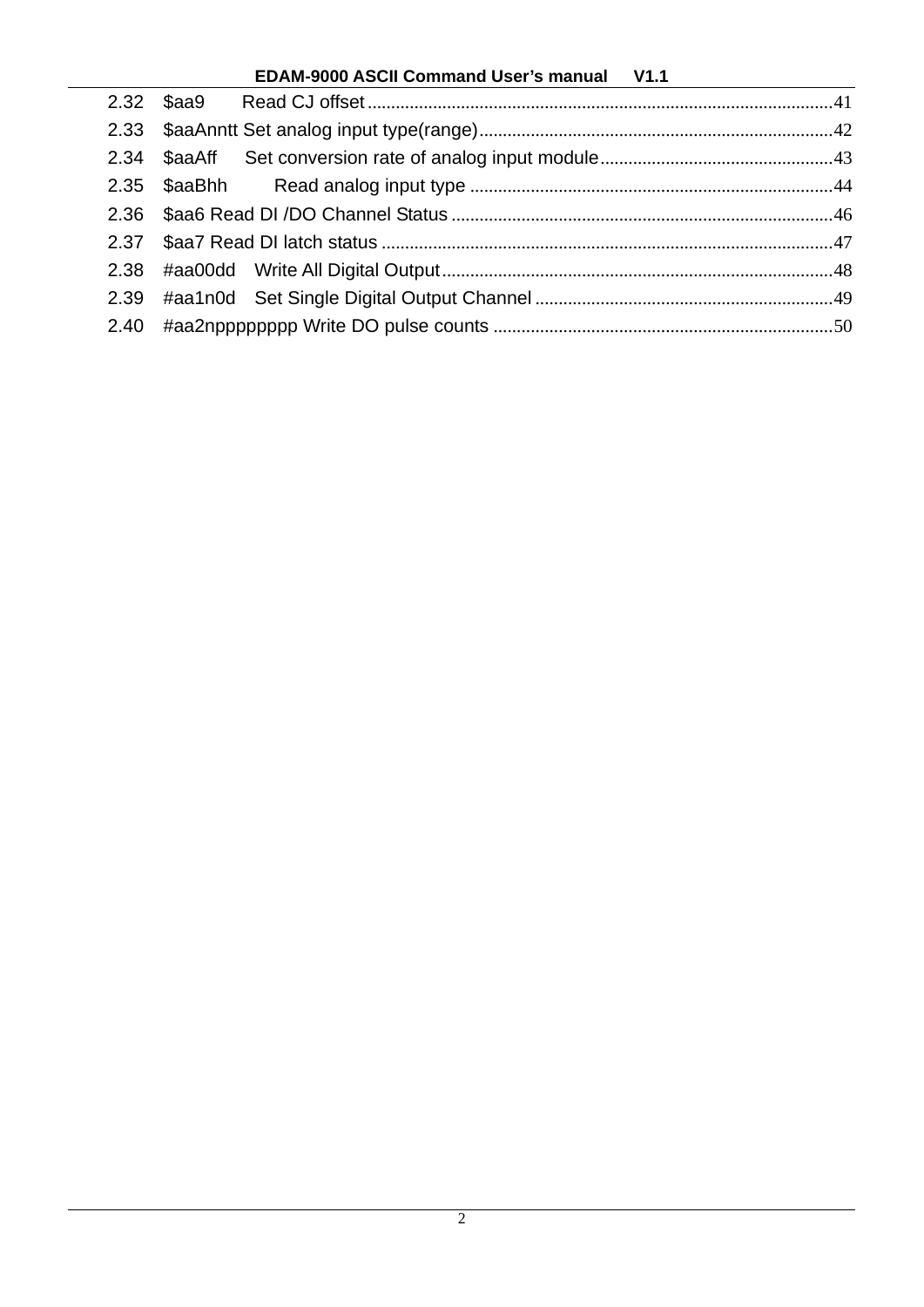2.32 $aa9 Read CJ offset ..... 41
2.33 $aaAnntt Set analog input type(range) ..... 42
2.34 $aaAff Set conversion rate of analog input module ..... 43
2.35 $aaBhh Read analog input type ..... 44
2.36 $aa6 Read DI /DO Channel Status ..... 46
2.37 $aa7 Read DI latch status ..... 47
2.38 #aa00dd Write All Digital Output ..... 48
2.39 #aa1n0d Set Single Digital Output Channel ..... 49
2.40 #aa2npppppppp Write DO pulse counts ..... 50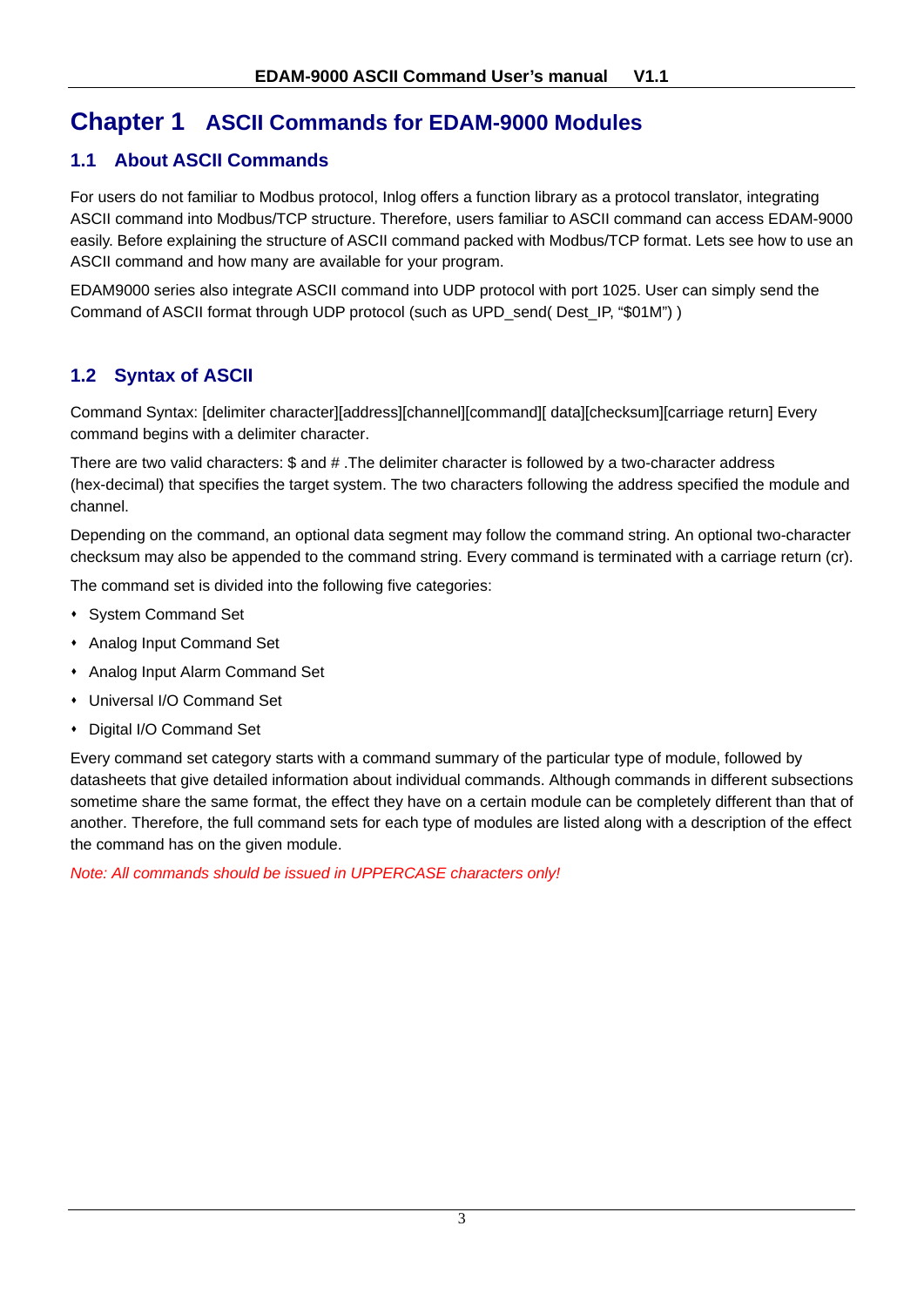# Chapter 1 ASCII Commands for EDAM-9000 Modules

## 1.1 About ASCII Commands

For users do not familiar to Modbus protocol, Inlog offers a function library as a protocol translator, integrating ASCII command into Modbus/TCP structure. Therefore, users familiar to ASCII command can access EDAM-9000 easily. Before explaining the structure of ASCII command packed with Modbus/TCP format. Lets see how to use an ASCII command and how many are available for your program.

EDAM9000 series also integrate ASCII command into UDP protocol with port 1025. User can simply send the Command of ASCII format through UDP protocol (such as UPD_send( Dest_IP, “$01M”) )

## 1.2 Syntax of ASCII

Command Syntax: [delimiter character][address][channel][command][ data][checksum][carriage return] Every command begins with a delimiter character.

There are two valid characters: $ and # .The delimiter character is followed by a two-character address (hex-decimal) that specifies the target system. The two characters following the address specified the module and channel.

Depending on the command, an optional data segment may follow the command string. An optional two-character checksum may also be appended to the command string. Every command is terminated with a carriage return (cr).

The command set is divided into the following five categories:

- System Command Set
- Analog Input Command Set
- Analog Input Alarm Command Set
- Universal I/O Command Set
- Digital I/O Command Set

Every command set category starts with a command summary of the particular type of module, followed by datasheets that give detailed information about individual commands. Although commands in different subsections sometime share the same format, the effect they have on a certain module can be completely different than that of another. Therefore, the full command sets for each type of modules are listed along with a description of the effect the command has on the given module.

*Note: All commands should be issued in UPPERCASE characters only!*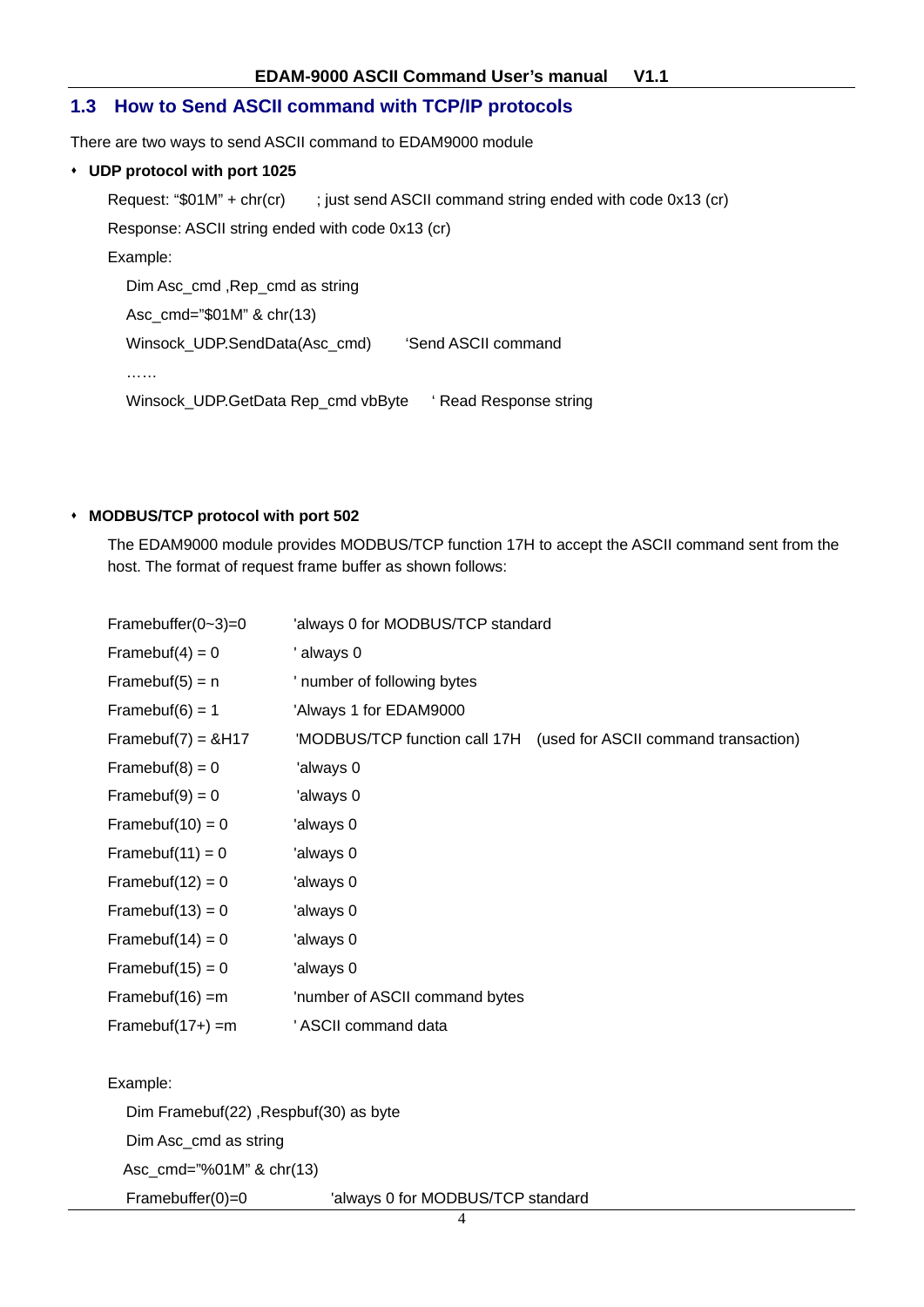## 1.3 How to Send ASCII command with TCP/IP protocols

There are two ways to send ASCII command to EDAM9000 module

- **UDP protocol with port 1025**

  Request: "$01M" + chr(cr) ; just send ASCII command string ended with code 0x13 (cr)

  Response: ASCII string ended with code 0x13 (cr)

  Example:

  ```
  Dim Asc_cmd ,Rep_cmd as string
  Asc_cmd="$01M" & chr(13)
  Winsock_UDP.SendData(Asc_cmd)      'Send ASCII command
  ……
  Winsock_UDP.GetData Rep_cmd vbByte    ' Read Response string
  ```

- **MODBUS/TCP protocol with port 502**

  The EDAM9000 module provides MODBUS/TCP function 17H to accept the ASCII command sent from the host. The format of request frame buffer as shown follows:

  ```
  Framebuffer(0~3)=0      'always 0 for MODBUS/TCP standard
  Framebuf(4) = 0         ' always 0
  Framebuf(5) = n         ' number of following bytes
  Framebuf(6) = 1         'Always 1 for EDAM9000
  Framebuf(7) = &H17      'MODBUS/TCP function call 17H   (used for ASCII command transaction)
  Framebuf(8) = 0         'always 0
  Framebuf(9) = 0         'always 0
  Framebuf(10) = 0        'always 0
  Framebuf(11) = 0        'always 0
  Framebuf(12) = 0        'always 0
  Framebuf(13) = 0        'always 0
  Framebuf(14) = 0        'always 0
  Framebuf(15) = 0        'always 0
  Framebuf(16) =m         'number of ASCII command bytes
  Framebuf(17+) =m        ' ASCII command data
  ```

  Example:

  ```
  Dim Framebuf(22) ,Respbuf(30) as byte
  Dim Asc_cmd as string
  Asc_cmd="%01M" & chr(13)
  Framebuffer(0)=0              'always 0 for MODBUS/TCP standard
  ```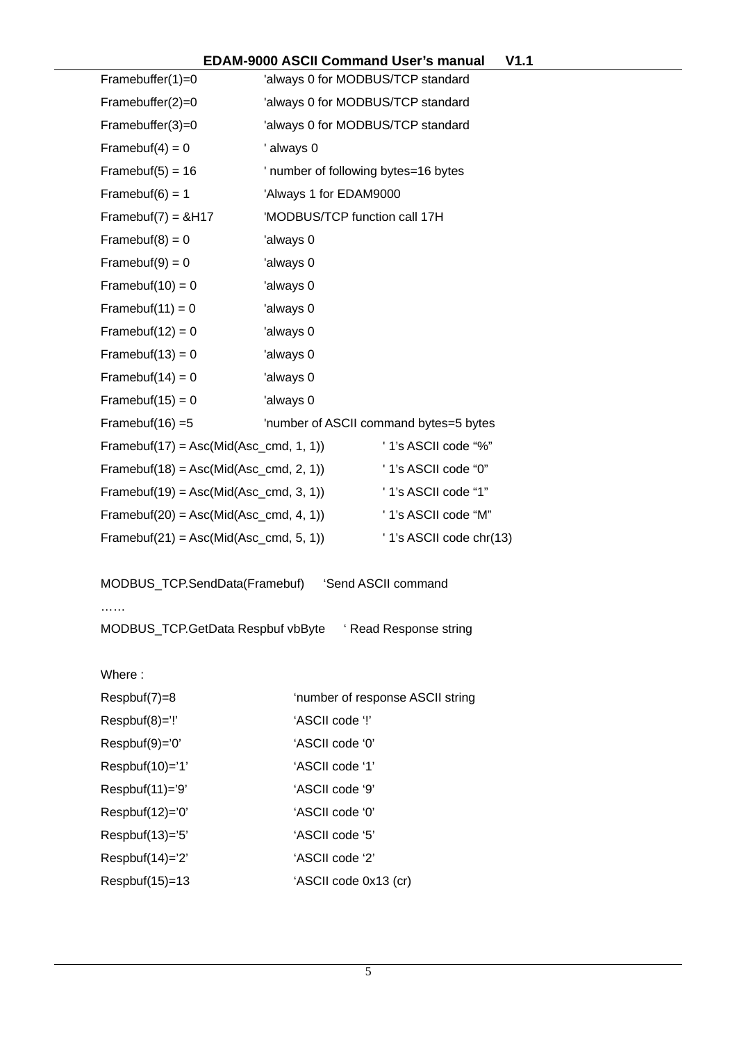```
Framebuffer(1)=0            'always 0 for MODBUS/TCP standard
Framebuffer(2)=0            'always 0 for MODBUS/TCP standard
Framebuffer(3)=0            'always 0 for MODBUS/TCP standard
Framebuf(4) = 0             ' always 0
Framebuf(5) = 16            ' number of following bytes=16 bytes
Framebuf(6) = 1             'Always 1 for EDAM9000
Framebuf(7) = &H17          'MODBUS/TCP function call 17H
Framebuf(8) = 0             'always 0
Framebuf(9) = 0             'always 0
Framebuf(10) = 0            'always 0
Framebuf(11) = 0            'always 0
Framebuf(12) = 0            'always 0
Framebuf(13) = 0            'always 0
Framebuf(14) = 0            'always 0
Framebuf(15) = 0            'always 0
Framebuf(16) =5             'number of ASCII command bytes=5 bytes
Framebuf(17) = Asc(Mid(Asc_cmd, 1, 1))        ' 1's ASCII code "%"
Framebuf(18) = Asc(Mid(Asc_cmd, 2, 1))        ' 1's ASCII code "0"
Framebuf(19) = Asc(Mid(Asc_cmd, 3, 1))        ' 1's ASCII code "1"
Framebuf(20) = Asc(Mid(Asc_cmd, 4, 1))        ' 1's ASCII code "M"
Framebuf(21) = Asc(Mid(Asc_cmd, 5, 1))        ' 1's ASCII code chr(13)

MODBUS_TCP.SendData(Framebuf)     'Send ASCII command
……
MODBUS_TCP.GetData Respbuf vbByte     ' Read Response string
```

Where :

```
Respbuf(7)=8            'number of response ASCII string
Respbuf(8)='!'          'ASCII code '!'
Respbuf(9)='0'          'ASCII code '0'
Respbuf(10)='1'         'ASCII code '1'
Respbuf(11)='9'         'ASCII code '9'
Respbuf(12)='0'         'ASCII code '0'
Respbuf(13)='5'         'ASCII code '5'
Respbuf(14)='2'         'ASCII code '2'
Respbuf(15)=13          'ASCII code 0x13 (cr)
```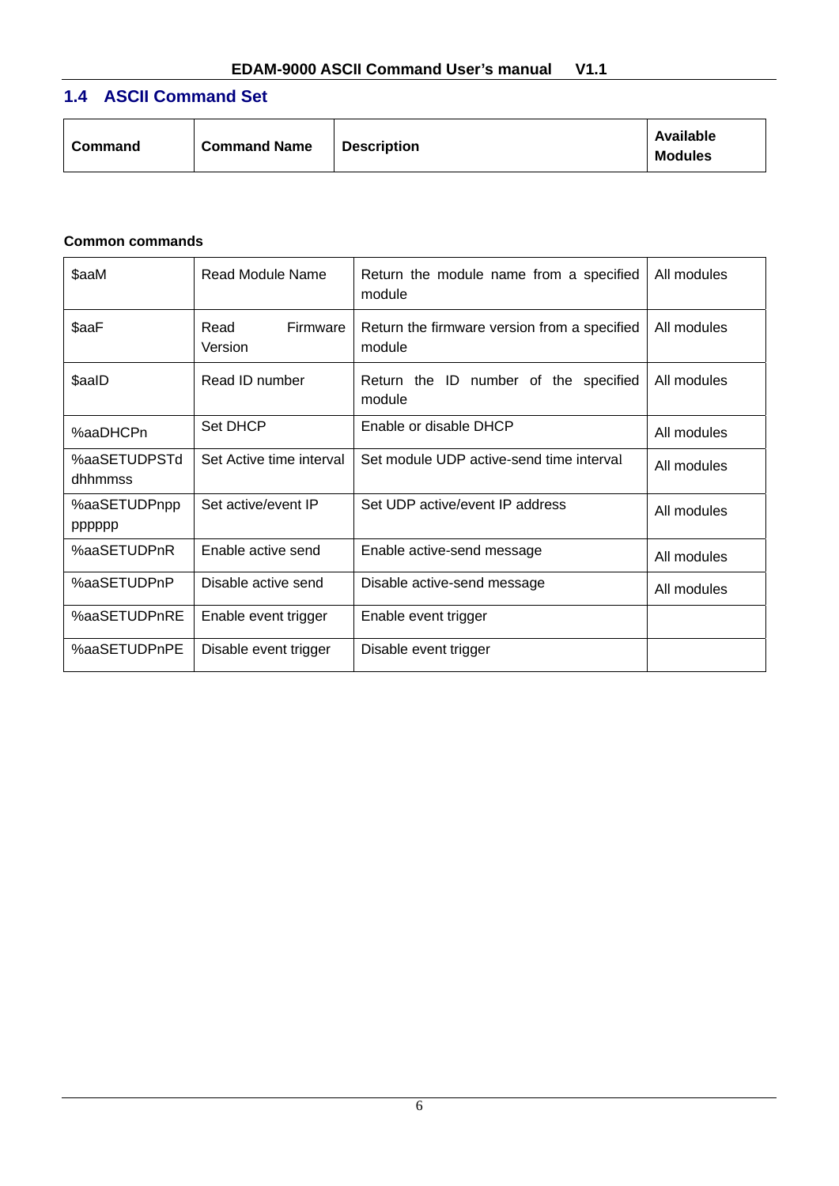## 1.4 ASCII Command Set

| **Command** | **Command Name** | **Description** | **Available Modules** |
|---|---|---|---|

**Common commands**

| Command | Command Name | Description | Available Modules |
|---|---|---|---|
| $aaM | Read Module Name | Return the module name from a specified module | All modules |
| $aaF | Read Firmware Version | Return the firmware version from a specified module | All modules |
| $aaID | Read ID number | Return the ID number of the specified module | All modules |
| %aaDHCPn | Set DHCP | Enable or disable DHCP | All modules |
| %aaSETUDPSTd dhhmmss | Set Active time interval | Set module UDP active-send time interval | All modules |
| %aaSETUDPnpp pppppp | Set active/event IP | Set UDP active/event IP address | All modules |
| %aaSETUDPnR | Enable active send | Enable active-send message | All modules |
| %aaSETUDPnP | Disable active send | Disable active-send message | All modules |
| %aaSETUDPnRE | Enable event trigger | Enable event trigger | |
| %aaSETUDPnPE | Disable event trigger | Disable event trigger | |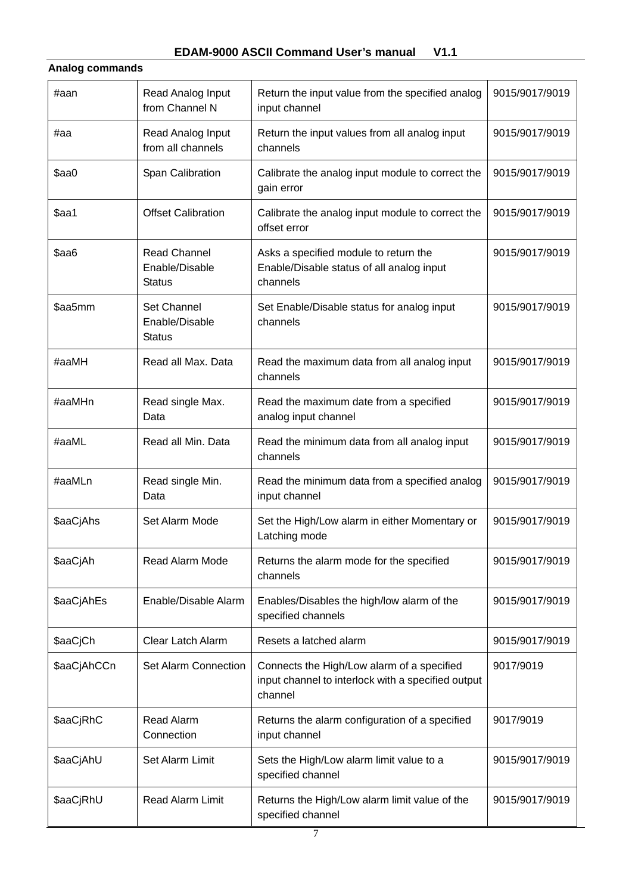**Analog commands**

| Command | Name | Description | Modules |
|---|---|---|---|
| #aan | Read Analog Input from Channel N | Return the input value from the specified analog input channel | 9015/9017/9019 |
| #aa | Read Analog Input from all channels | Return the input values from all analog input channels | 9015/9017/9019 |
| $aa0 | Span Calibration | Calibrate the analog input module to correct the gain error | 9015/9017/9019 |
| $aa1 | Offset Calibration | Calibrate the analog input module to correct the offset error | 9015/9017/9019 |
| $aa6 | Read Channel Enable/Disable Status | Asks a specified module to return the Enable/Disable status of all analog input channels | 9015/9017/9019 |
| $aa5mm | Set Channel Enable/Disable Status | Set Enable/Disable status for analog input channels | 9015/9017/9019 |
| #aaMH | Read all Max. Data | Read the maximum data from all analog input channels | 9015/9017/9019 |
| #aaMHn | Read single Max. Data | Read the maximum date from a specified analog input channel | 9015/9017/9019 |
| #aaML | Read all Min. Data | Read the minimum data from all analog input channels | 9015/9017/9019 |
| #aaMLn | Read single Min. Data | Read the minimum data from a specified analog input channel | 9015/9017/9019 |
| $aaCjAhs | Set Alarm Mode | Set the High/Low alarm in either Momentary or Latching mode | 9015/9017/9019 |
| $aaCjAh | Read Alarm Mode | Returns the alarm mode for the specified channels | 9015/9017/9019 |
| $aaCjAhEs | Enable/Disable Alarm | Enables/Disables the high/low alarm of the specified channels | 9015/9017/9019 |
| $aaCjCh | Clear Latch Alarm | Resets a latched alarm | 9015/9017/9019 |
| $aaCjAhCCn | Set Alarm Connection | Connects the High/Low alarm of a specified input channel to interlock with a specified output channel | 9017/9019 |
| $aaCjRhC | Read Alarm Connection | Returns the alarm configuration of a specified input channel | 9017/9019 |
| $aaCjAhU | Set Alarm Limit | Sets the High/Low alarm limit value to a specified channel | 9015/9017/9019 |
| $aaCjRhU | Read Alarm Limit | Returns the High/Low alarm limit value of the specified channel | 9015/9017/9019 |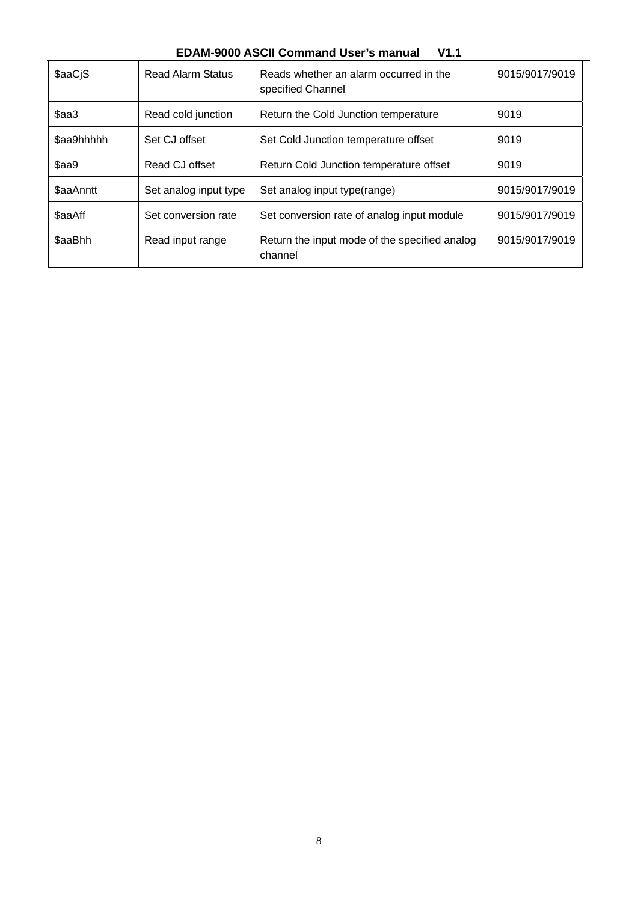| $aaCjS | Read Alarm Status | Reads whether an alarm occurred in the specified Channel | 9015/9017/9019 |
|---|---|---|---|
| $aa3 | Read cold junction | Return the Cold Junction temperature | 9019 |
| $aa9hhhhh | Set CJ offset | Set Cold Junction temperature offset | 9019 |
| $aa9 | Read CJ offset | Return Cold Junction temperature offset | 9019 |
| $aaAnntt | Set analog input type | Set analog input type(range) | 9015/9017/9019 |
| $aaAff | Set conversion rate | Set conversion rate of analog input module | 9015/9017/9019 |
| $aaBhh | Read input range | Return the input mode of the specified analog channel | 9015/9017/9019 |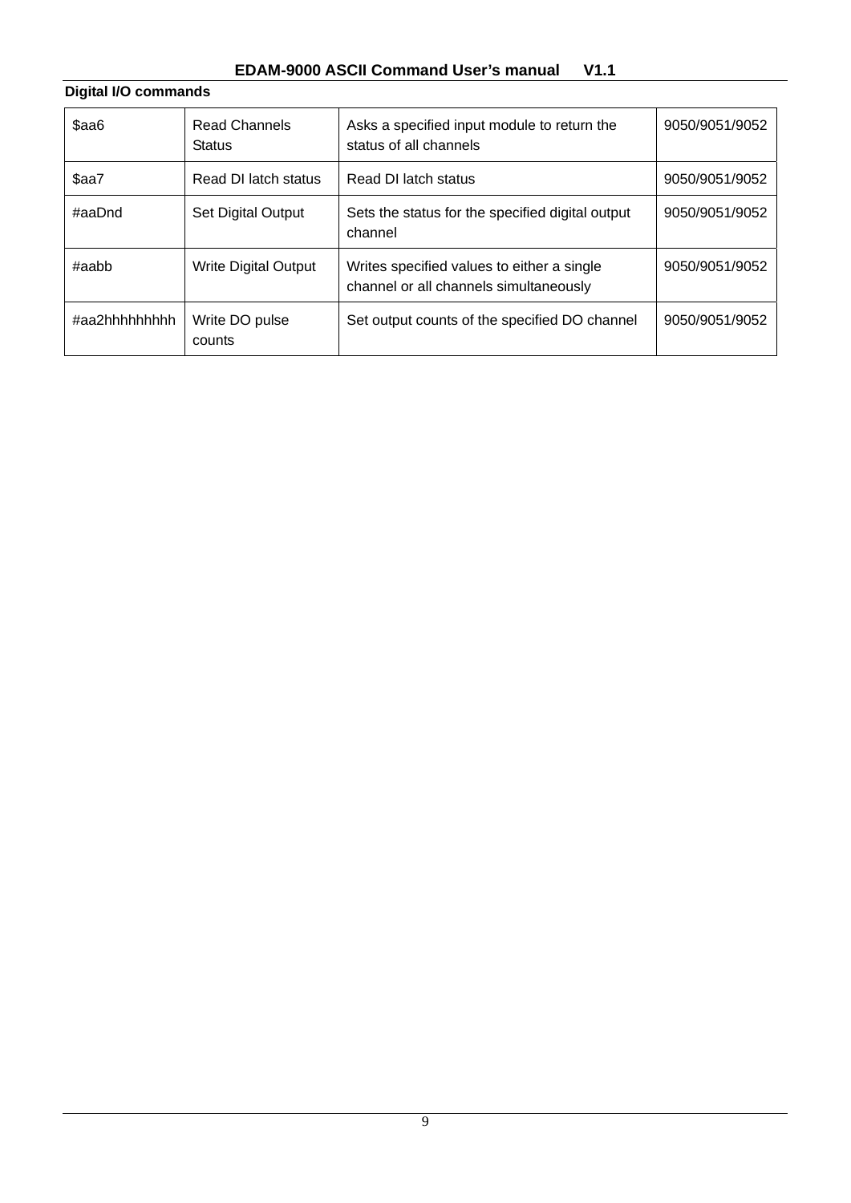**Digital I/O commands**

| $aa6 | Read Channels Status | Asks a specified input module to return the status of all channels | 9050/9051/9052 |
|---|---|---|---|
| $aa7 | Read DI latch status | Read DI latch status | 9050/9051/9052 |
| #aaDnd | Set Digital Output | Sets the status for the specified digital output channel | 9050/9051/9052 |
| #aabb | Write Digital Output | Writes specified values to either a single channel or all channels simultaneously | 9050/9051/9052 |
| #aa2hhhhhhhh | Write DO pulse counts | Set output counts of the specified DO channel | 9050/9051/9052 |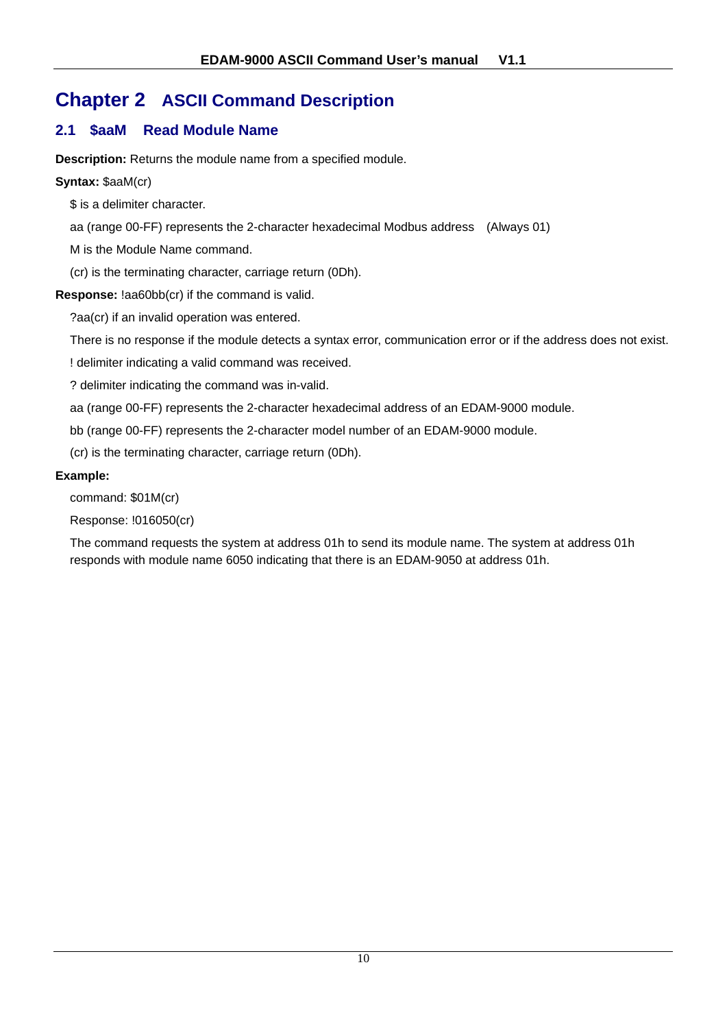# Chapter 2 ASCII Command Description

## 2.1 $aaM Read Module Name

**Description:** Returns the module name from a specified module.

**Syntax:** $aaM(cr)

$ is a delimiter character.

aa (range 00-FF) represents the 2-character hexadecimal Modbus address (Always 01)

M is the Module Name command.

(cr) is the terminating character, carriage return (0Dh).

**Response:** !aa60bb(cr) if the command is valid.

?aa(cr) if an invalid operation was entered.

There is no response if the module detects a syntax error, communication error or if the address does not exist.

! delimiter indicating a valid command was received.

? delimiter indicating the command was in-valid.

aa (range 00-FF) represents the 2-character hexadecimal address of an EDAM-9000 module.

bb (range 00-FF) represents the 2-character model number of an EDAM-9000 module.

(cr) is the terminating character, carriage return (0Dh).

**Example:**

command: $01M(cr)

Response: !016050(cr)

The command requests the system at address 01h to send its module name. The system at address 01h responds with module name 6050 indicating that there is an EDAM-9050 at address 01h.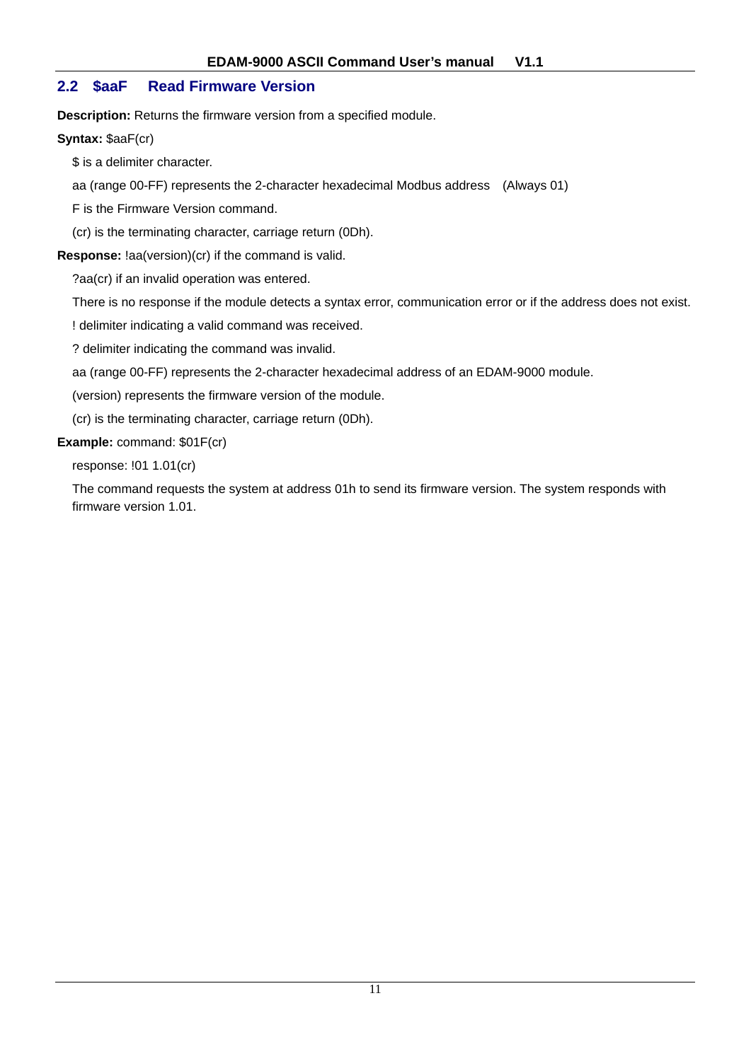## 2.2 $aaF Read Firmware Version

**Description:** Returns the firmware version from a specified module.

**Syntax:** $aaF(cr)

$ is a delimiter character.

aa (range 00-FF) represents the 2-character hexadecimal Modbus address (Always 01)

F is the Firmware Version command.

(cr) is the terminating character, carriage return (0Dh).

**Response:** !aa(version)(cr) if the command is valid.

?aa(cr) if an invalid operation was entered.

There is no response if the module detects a syntax error, communication error or if the address does not exist.

! delimiter indicating a valid command was received.

? delimiter indicating the command was invalid.

aa (range 00-FF) represents the 2-character hexadecimal address of an EDAM-9000 module.

(version) represents the firmware version of the module.

(cr) is the terminating character, carriage return (0Dh).

**Example:** command: $01F(cr)

response: !01 1.01(cr)

The command requests the system at address 01h to send its firmware version. The system responds with firmware version 1.01.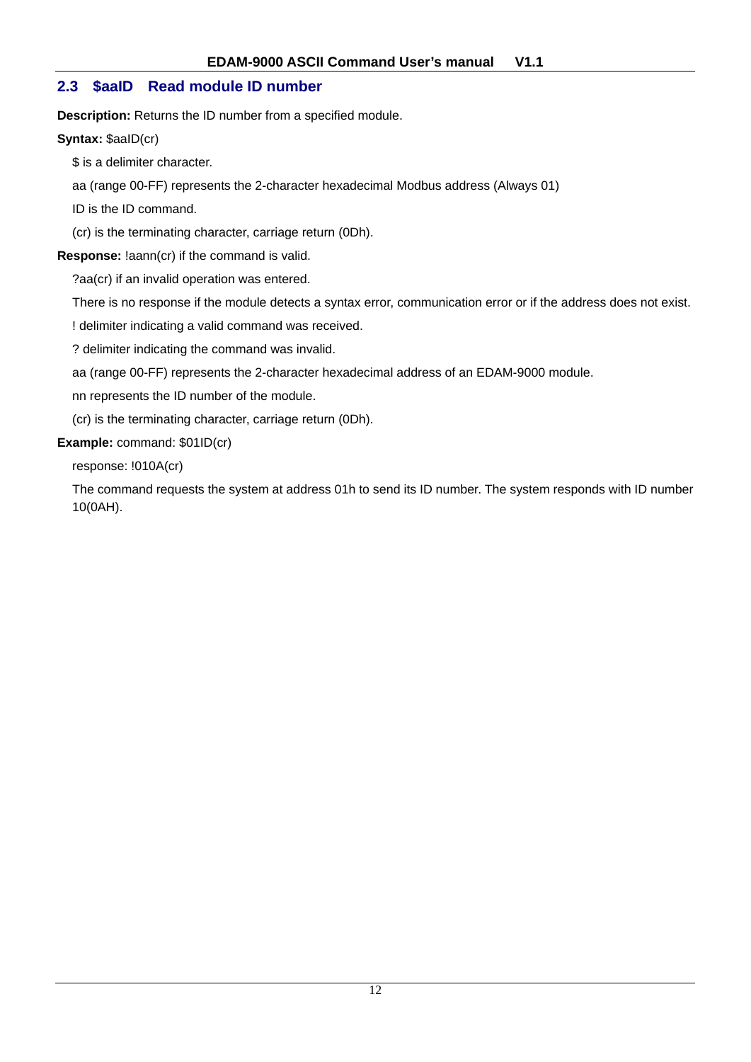## 2.3 $aaID Read module ID number

**Description:** Returns the ID number from a specified module.

**Syntax:** $aaID(cr)

$ is a delimiter character.

aa (range 00-FF) represents the 2-character hexadecimal Modbus address (Always 01)

ID is the ID command.

(cr) is the terminating character, carriage return (0Dh).

**Response:** !aann(cr) if the command is valid.

?aa(cr) if an invalid operation was entered.

There is no response if the module detects a syntax error, communication error or if the address does not exist.

! delimiter indicating a valid command was received.

? delimiter indicating the command was invalid.

aa (range 00-FF) represents the 2-character hexadecimal address of an EDAM-9000 module.

nn represents the ID number of the module.

(cr) is the terminating character, carriage return (0Dh).

**Example:** command: $01ID(cr)

response: !010A(cr)

The command requests the system at address 01h to send its ID number. The system responds with ID number 10(0AH).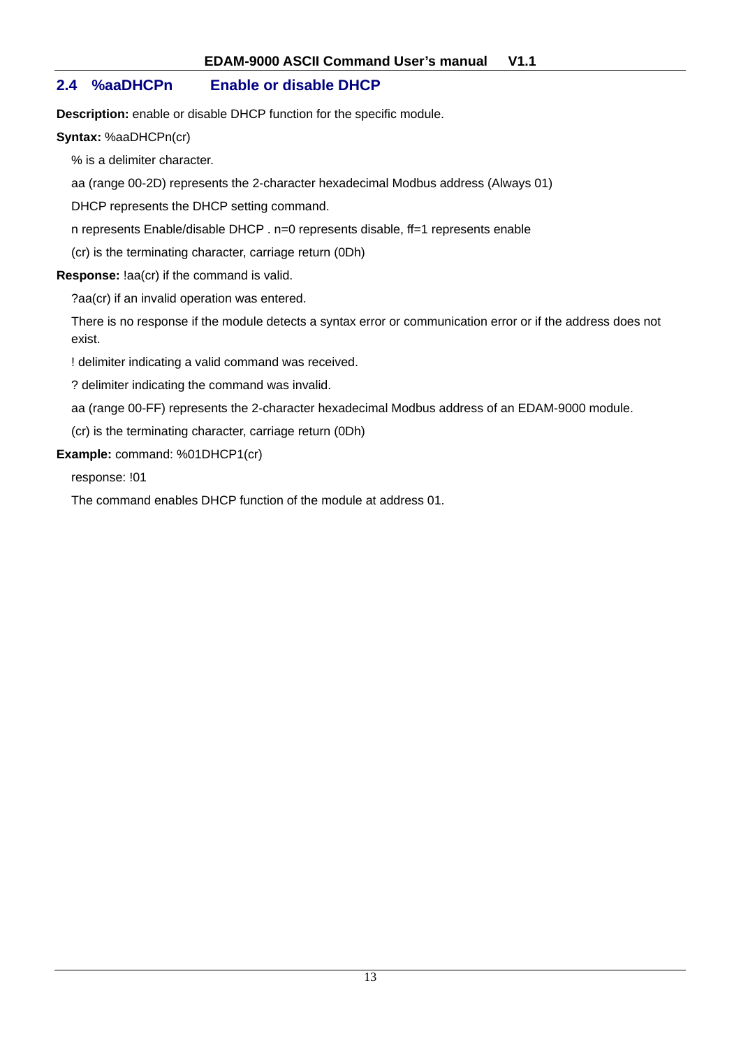## 2.4 %aaDHCPn Enable or disable DHCP

**Description:** enable or disable DHCP function for the specific module.

**Syntax:** %aaDHCPn(cr)

% is a delimiter character.

aa (range 00-2D) represents the 2-character hexadecimal Modbus address (Always 01)

DHCP represents the DHCP setting command.

n represents Enable/disable DHCP . n=0 represents disable, ff=1 represents enable

(cr) is the terminating character, carriage return (0Dh)

**Response:** !aa(cr) if the command is valid.

?aa(cr) if an invalid operation was entered.

There is no response if the module detects a syntax error or communication error or if the address does not exist.

! delimiter indicating a valid command was received.

? delimiter indicating the command was invalid.

aa (range 00-FF) represents the 2-character hexadecimal Modbus address of an EDAM-9000 module.

(cr) is the terminating character, carriage return (0Dh)

**Example:** command: %01DHCP1(cr)

response: !01

The command enables DHCP function of the module at address 01.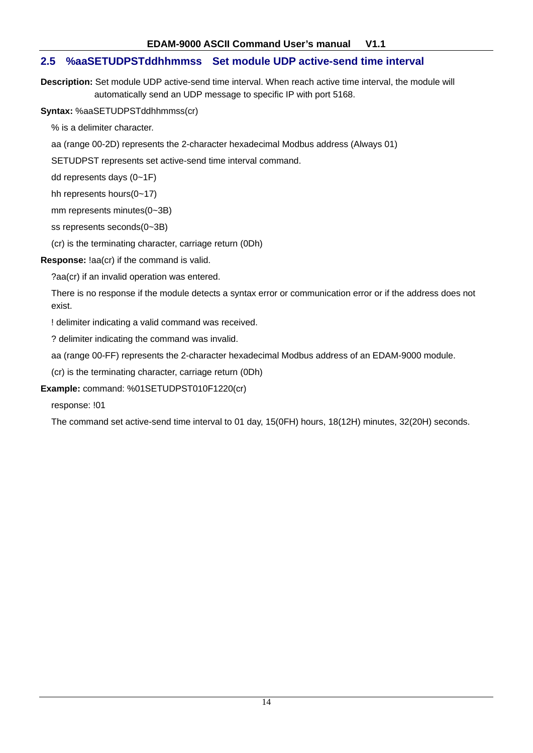## 2.5 %aaSETUDPSTddhhmmss Set module UDP active-send time interval

**Description:** Set module UDP active-send time interval. When reach active time interval, the module will automatically send an UDP message to specific IP with port 5168.

**Syntax:** %aaSETUDPSTddhhmmss(cr)

% is a delimiter character.

aa (range 00-2D) represents the 2-character hexadecimal Modbus address (Always 01)

SETUDPST represents set active-send time interval command.

dd represents days (0~1F)

hh represents hours(0~17)

mm represents minutes(0~3B)

ss represents seconds(0~3B)

(cr) is the terminating character, carriage return (0Dh)

**Response:** !aa(cr) if the command is valid.

?aa(cr) if an invalid operation was entered.

There is no response if the module detects a syntax error or communication error or if the address does not exist.

! delimiter indicating a valid command was received.

? delimiter indicating the command was invalid.

aa (range 00-FF) represents the 2-character hexadecimal Modbus address of an EDAM-9000 module.

(cr) is the terminating character, carriage return (0Dh)

**Example:** command: %01SETUDPST010F1220(cr)

response: !01

The command set active-send time interval to 01 day, 15(0FH) hours, 18(12H) minutes, 32(20H) seconds.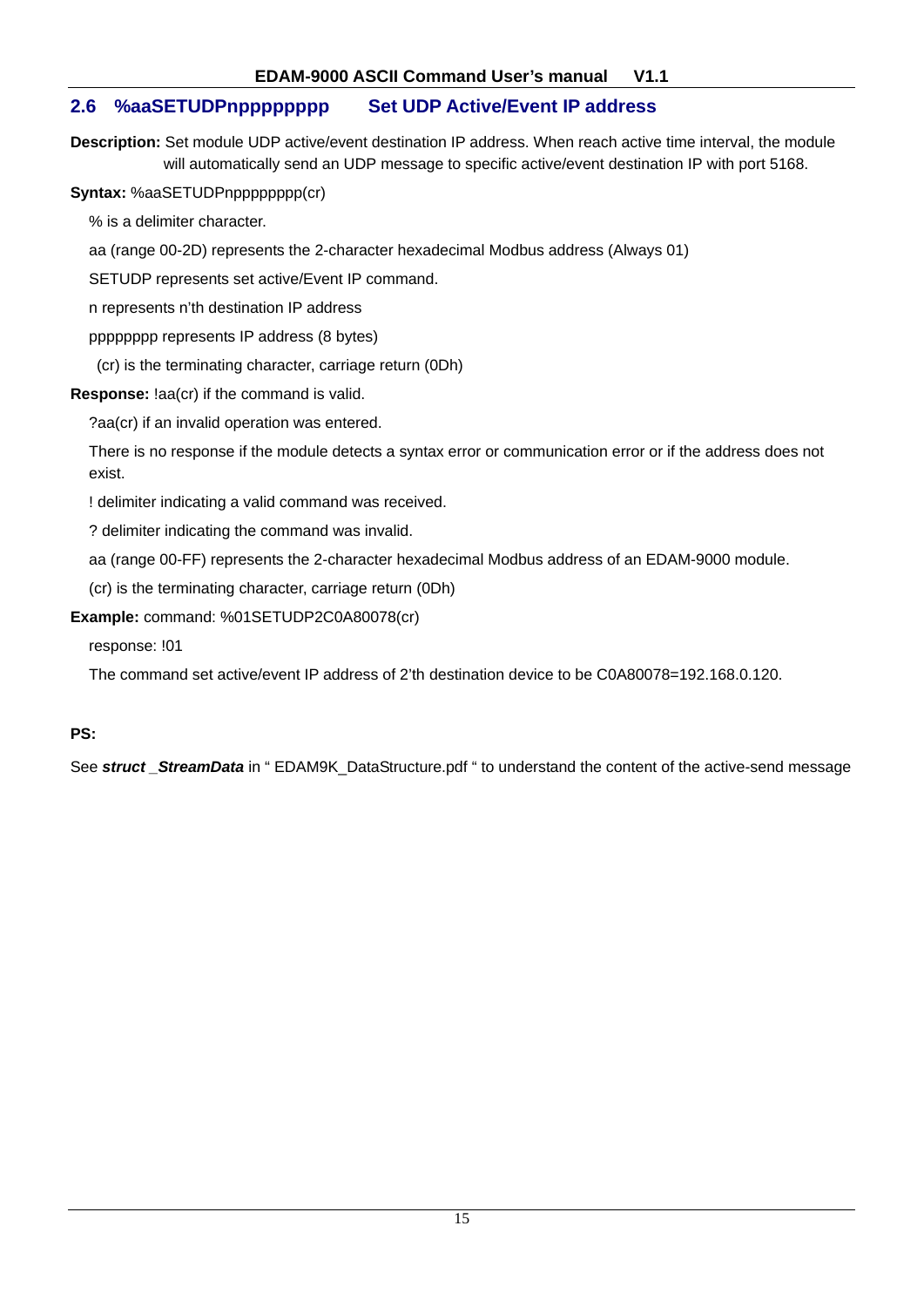## 2.6 %aaSETUDPnpppppppp Set UDP Active/Event IP address

**Description:** Set module UDP active/event destination IP address. When reach active time interval, the module will automatically send an UDP message to specific active/event destination IP with port 5168.

**Syntax:** %aaSETUDPnpppppppp(cr)

% is a delimiter character.

aa (range 00-2D) represents the 2-character hexadecimal Modbus address (Always 01)

SETUDP represents set active/Event IP command.

n represents n'th destination IP address

pppppppp represents IP address (8 bytes)

(cr) is the terminating character, carriage return (0Dh)

**Response:** !aa(cr) if the command is valid.

?aa(cr) if an invalid operation was entered.

There is no response if the module detects a syntax error or communication error or if the address does not exist.

! delimiter indicating a valid command was received.

? delimiter indicating the command was invalid.

aa (range 00-FF) represents the 2-character hexadecimal Modbus address of an EDAM-9000 module.

(cr) is the terminating character, carriage return (0Dh)

**Example:** command: %01SETUDP2C0A80078(cr)

response: !01

The command set active/event IP address of 2'th destination device to be C0A80078=192.168.0.120.

**PS:**

See ***struct _StreamData*** in " EDAM9K_DataStructure.pdf " to understand the content of the active-send message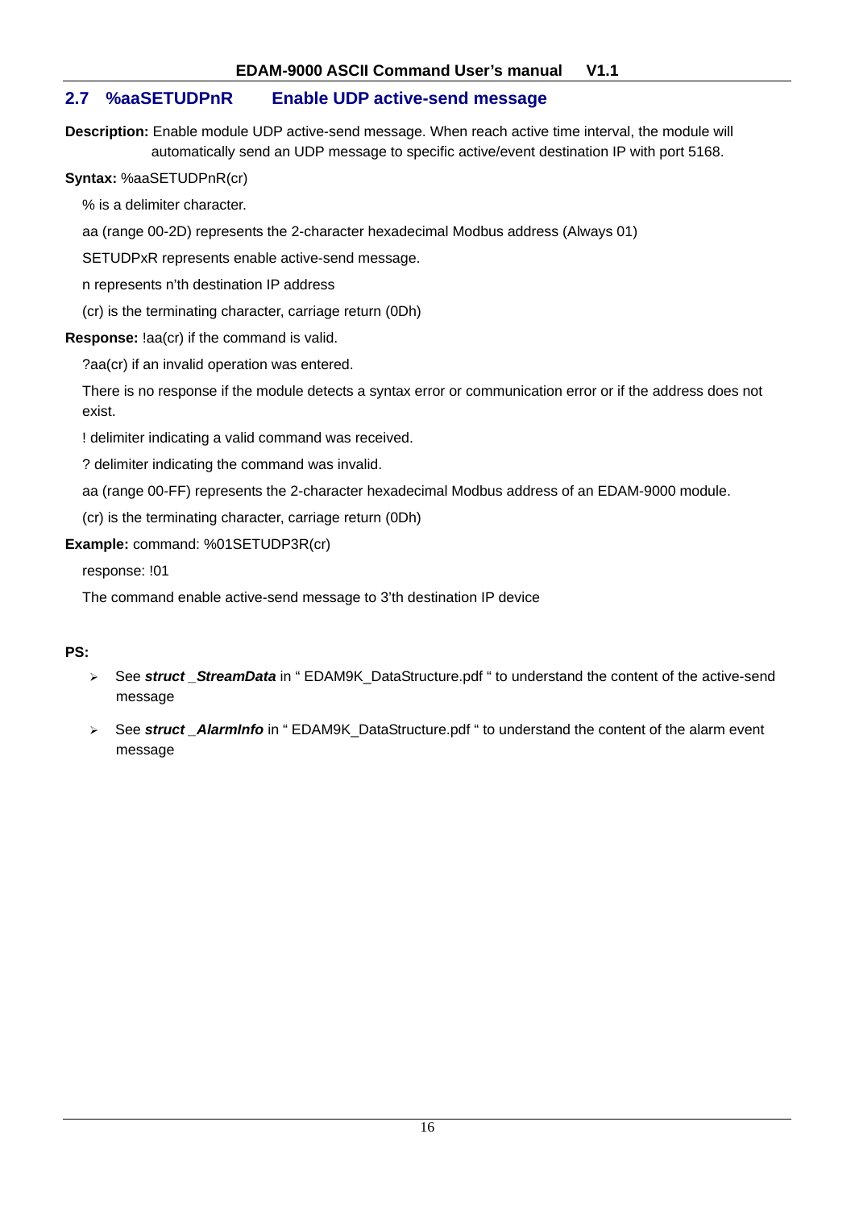## 2.7 %aaSETUDPnR Enable UDP active-send message

**Description:** Enable module UDP active-send message. When reach active time interval, the module will automatically send an UDP message to specific active/event destination IP with port 5168.

**Syntax:** %aaSETUDPnR(cr)

% is a delimiter character.

aa (range 00-2D) represents the 2-character hexadecimal Modbus address (Always 01)

SETUDPxR represents enable active-send message.

n represents n'th destination IP address

(cr) is the terminating character, carriage return (0Dh)

**Response:** !aa(cr) if the command is valid.

?aa(cr) if an invalid operation was entered.

There is no response if the module detects a syntax error or communication error or if the address does not exist.

! delimiter indicating a valid command was received.

? delimiter indicating the command was invalid.

aa (range 00-FF) represents the 2-character hexadecimal Modbus address of an EDAM-9000 module.

(cr) is the terminating character, carriage return (0Dh)

**Example:** command: %01SETUDP3R(cr)

response: !01

The command enable active-send message to 3'th destination IP device

**PS:**

- See ***struct _StreamData*** in " EDAM9K_DataStructure.pdf " to understand the content of the active-send message
- See ***struct _AlarmInfo*** in " EDAM9K_DataStructure.pdf " to understand the content of the alarm event message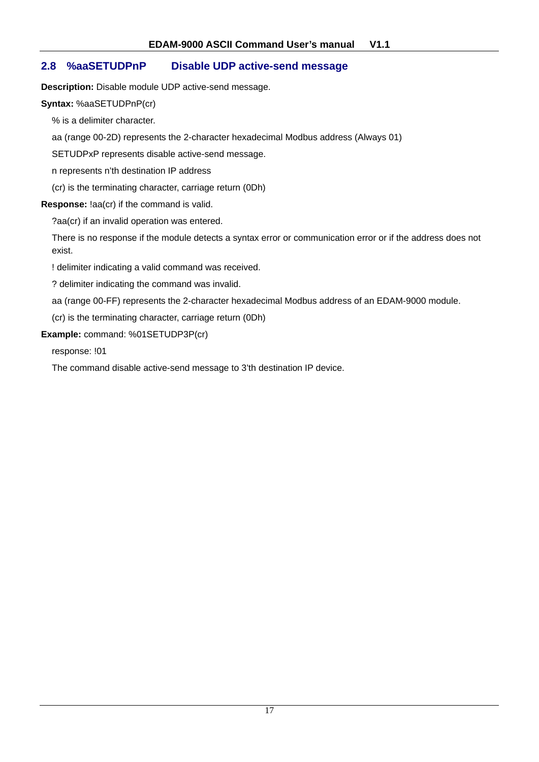## 2.8 %aaSETUDPnP Disable UDP active-send message

**Description:** Disable module UDP active-send message.

**Syntax:** %aaSETUDPnP(cr)

% is a delimiter character.

aa (range 00-2D) represents the 2-character hexadecimal Modbus address (Always 01)

SETUDPxP represents disable active-send message.

n represents n'th destination IP address

(cr) is the terminating character, carriage return (0Dh)

**Response:** !aa(cr) if the command is valid.

?aa(cr) if an invalid operation was entered.

There is no response if the module detects a syntax error or communication error or if the address does not exist.

! delimiter indicating a valid command was received.

? delimiter indicating the command was invalid.

aa (range 00-FF) represents the 2-character hexadecimal Modbus address of an EDAM-9000 module.

(cr) is the terminating character, carriage return (0Dh)

**Example:** command: %01SETUDP3P(cr)

response: !01

The command disable active-send message to 3'th destination IP device.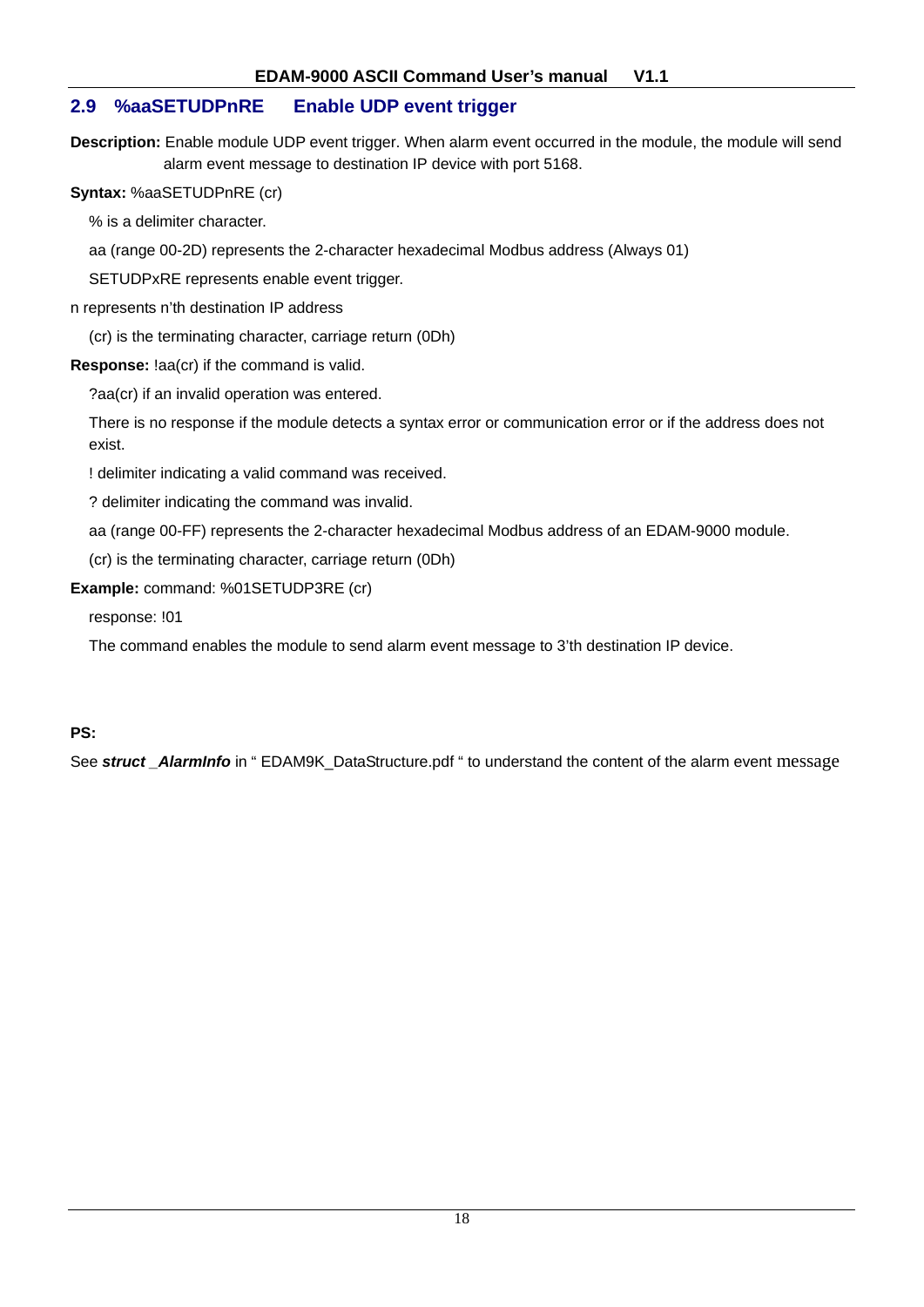## 2.9 %aaSETUDPnRE Enable UDP event trigger

**Description:** Enable module UDP event trigger. When alarm event occurred in the module, the module will send alarm event message to destination IP device with port 5168.

**Syntax:** %aaSETUDPnRE (cr)

% is a delimiter character.

aa (range 00-2D) represents the 2-character hexadecimal Modbus address (Always 01)

SETUDPxRE represents enable event trigger.

n represents n'th destination IP address

(cr) is the terminating character, carriage return (0Dh)

**Response:** !aa(cr) if the command is valid.

?aa(cr) if an invalid operation was entered.

There is no response if the module detects a syntax error or communication error or if the address does not exist.

! delimiter indicating a valid command was received.

? delimiter indicating the command was invalid.

aa (range 00-FF) represents the 2-character hexadecimal Modbus address of an EDAM-9000 module.

(cr) is the terminating character, carriage return (0Dh)

**Example:** command: %01SETUDP3RE (cr)

response: !01

The command enables the module to send alarm event message to 3'th destination IP device.

**PS:**

See ***struct _AlarmInfo*** in " EDAM9K_DataStructure.pdf " to understand the content of the alarm event message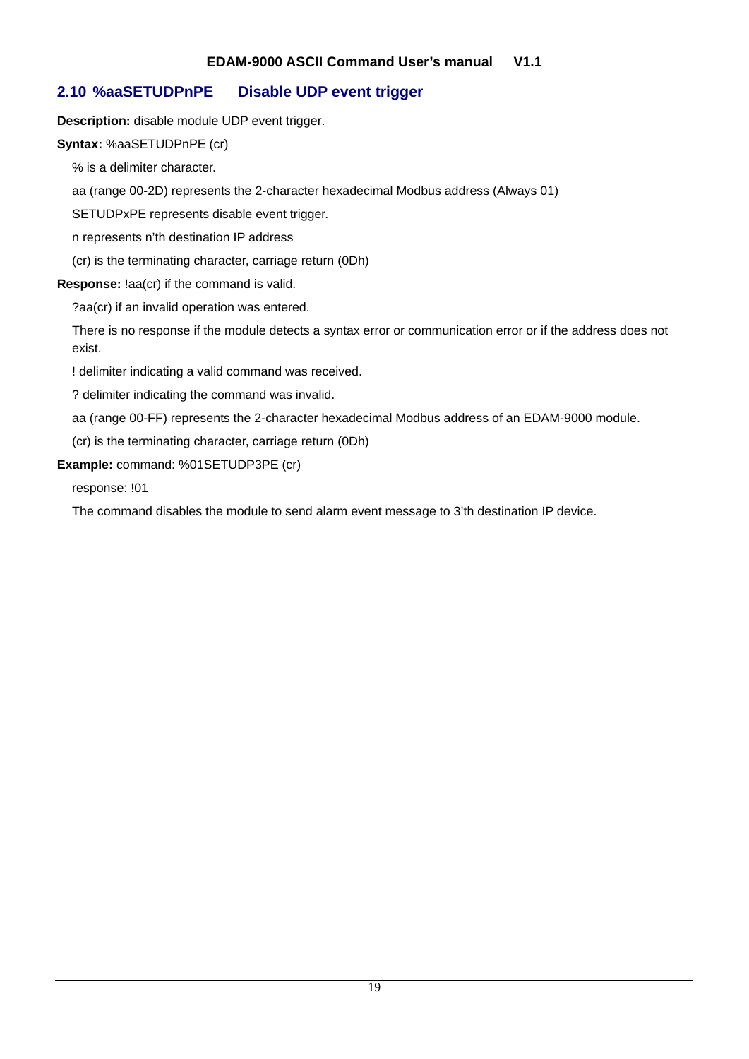## 2.10 %aaSETUDPnPE Disable UDP event trigger

**Description:** disable module UDP event trigger.

**Syntax:** %aaSETUDPnPE (cr)

% is a delimiter character.

aa (range 00-2D) represents the 2-character hexadecimal Modbus address (Always 01)

SETUDPxPE represents disable event trigger.

n represents n'th destination IP address

(cr) is the terminating character, carriage return (0Dh)

**Response:** !aa(cr) if the command is valid.

?aa(cr) if an invalid operation was entered.

There is no response if the module detects a syntax error or communication error or if the address does not exist.

! delimiter indicating a valid command was received.

? delimiter indicating the command was invalid.

aa (range 00-FF) represents the 2-character hexadecimal Modbus address of an EDAM-9000 module.

(cr) is the terminating character, carriage return (0Dh)

**Example:** command: %01SETUDP3PE (cr)

response: !01

The command disables the module to send alarm event message to 3'th destination IP device.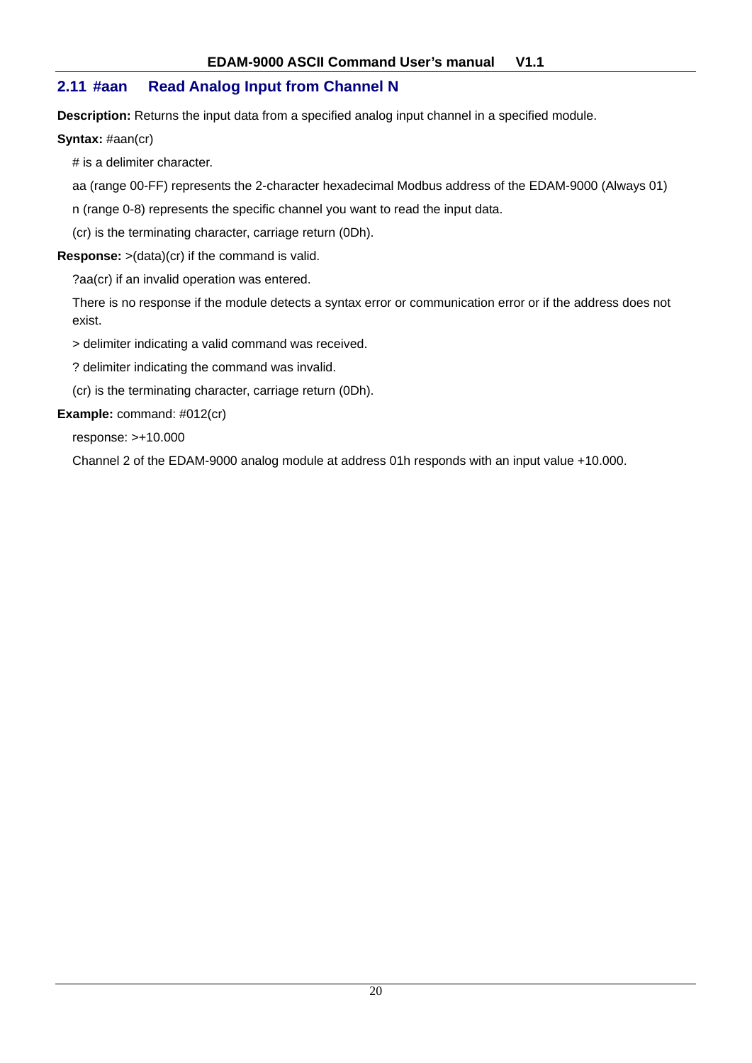## 2.11 #aan Read Analog Input from Channel N

**Description:** Returns the input data from a specified analog input channel in a specified module.

**Syntax:** #aan(cr)

# is a delimiter character.

aa (range 00-FF) represents the 2-character hexadecimal Modbus address of the EDAM-9000 (Always 01)

n (range 0-8) represents the specific channel you want to read the input data.

(cr) is the terminating character, carriage return (0Dh).

**Response:** >(data)(cr) if the command is valid.

?aa(cr) if an invalid operation was entered.

There is no response if the module detects a syntax error or communication error or if the address does not exist.

> delimiter indicating a valid command was received.

? delimiter indicating the command was invalid.

(cr) is the terminating character, carriage return (0Dh).

**Example:** command: #012(cr)

response: >+10.000

Channel 2 of the EDAM-9000 analog module at address 01h responds with an input value +10.000.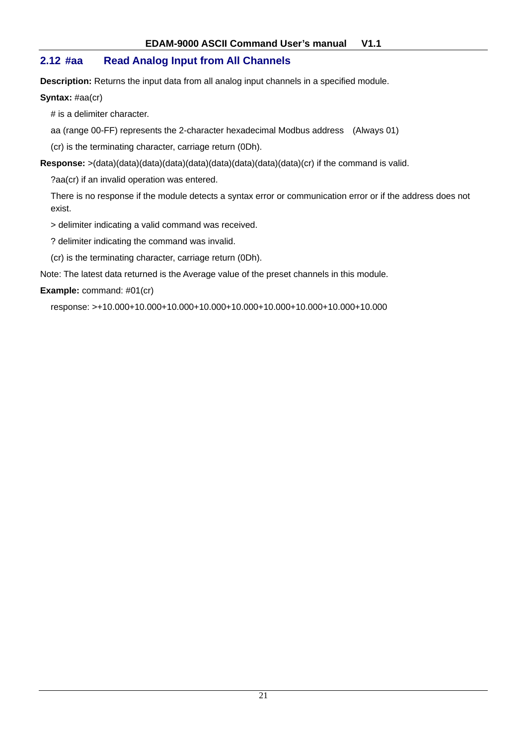## 2.12 #aa Read Analog Input from All Channels

**Description:** Returns the input data from all analog input channels in a specified module.

**Syntax:** #aa(cr)

# is a delimiter character.

aa (range 00-FF) represents the 2-character hexadecimal Modbus address (Always 01)

(cr) is the terminating character, carriage return (0Dh).

**Response:** >(data)(data)(data)(data)(data)(data)(data)(data)(data)(cr) if the command is valid.

?aa(cr) if an invalid operation was entered.

There is no response if the module detects a syntax error or communication error or if the address does not exist.

> delimiter indicating a valid command was received.

? delimiter indicating the command was invalid.

(cr) is the terminating character, carriage return (0Dh).

Note: The latest data returned is the Average value of the preset channels in this module.

**Example:** command: #01(cr)

response: >+10.000+10.000+10.000+10.000+10.000+10.000+10.000+10.000+10.000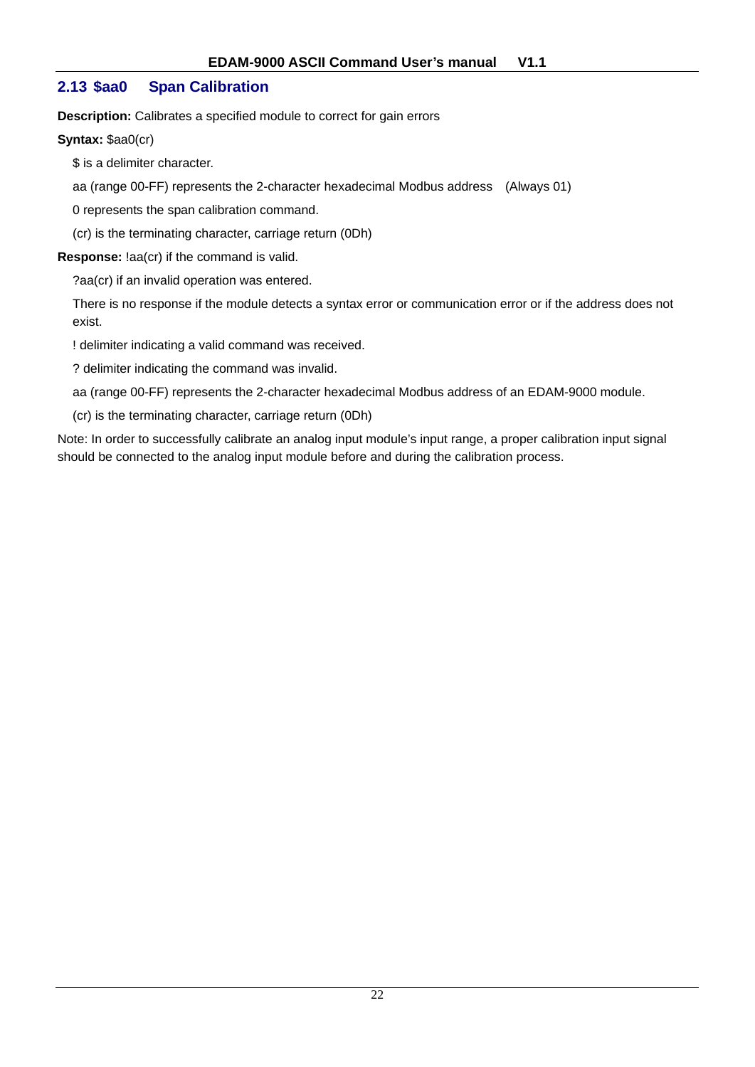## 2.13 $aa0 Span Calibration

**Description:** Calibrates a specified module to correct for gain errors

**Syntax:** $aa0(cr)

$ is a delimiter character.

aa (range 00-FF) represents the 2-character hexadecimal Modbus address (Always 01)

0 represents the span calibration command.

(cr) is the terminating character, carriage return (0Dh)

**Response:** !aa(cr) if the command is valid.

?aa(cr) if an invalid operation was entered.

There is no response if the module detects a syntax error or communication error or if the address does not exist.

! delimiter indicating a valid command was received.

? delimiter indicating the command was invalid.

aa (range 00-FF) represents the 2-character hexadecimal Modbus address of an EDAM-9000 module.

(cr) is the terminating character, carriage return (0Dh)

Note: In order to successfully calibrate an analog input module's input range, a proper calibration input signal should be connected to the analog input module before and during the calibration process.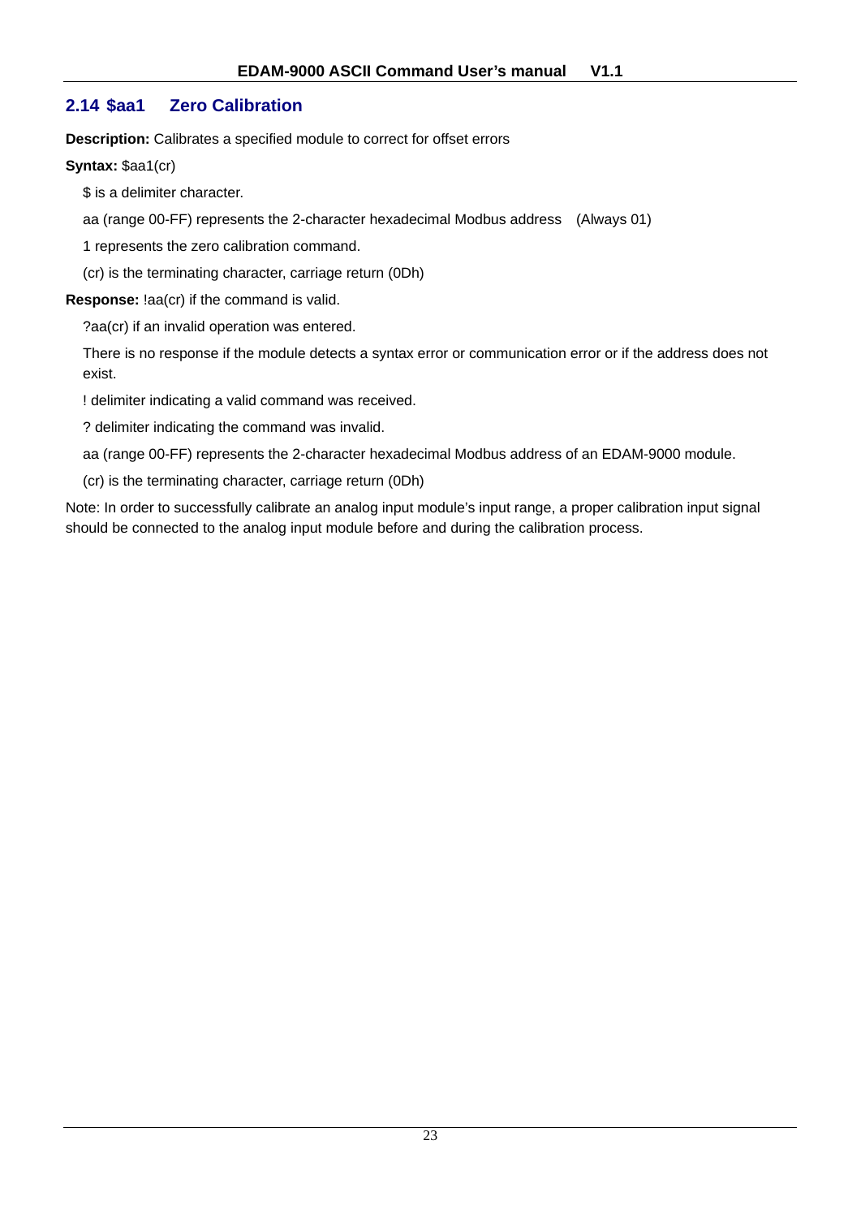## 2.14 $aa1 Zero Calibration

**Description:** Calibrates a specified module to correct for offset errors

**Syntax:** $aa1(cr)

$ is a delimiter character.

aa (range 00-FF) represents the 2-character hexadecimal Modbus address (Always 01)

1 represents the zero calibration command.

(cr) is the terminating character, carriage return (0Dh)

**Response:** !aa(cr) if the command is valid.

?aa(cr) if an invalid operation was entered.

There is no response if the module detects a syntax error or communication error or if the address does not exist.

! delimiter indicating a valid command was received.

? delimiter indicating the command was invalid.

aa (range 00-FF) represents the 2-character hexadecimal Modbus address of an EDAM-9000 module.

(cr) is the terminating character, carriage return (0Dh)

Note: In order to successfully calibrate an analog input module's input range, a proper calibration input signal should be connected to the analog input module before and during the calibration process.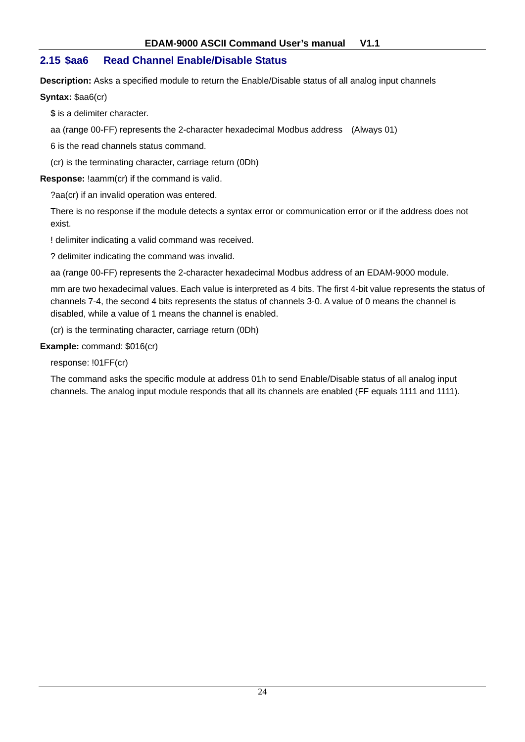## 2.15 $aa6 Read Channel Enable/Disable Status

**Description:** Asks a specified module to return the Enable/Disable status of all analog input channels

**Syntax:** $aa6(cr)

$ is a delimiter character.

aa (range 00-FF) represents the 2-character hexadecimal Modbus address (Always 01)

6 is the read channels status command.

(cr) is the terminating character, carriage return (0Dh)

**Response:** !aamm(cr) if the command is valid.

?aa(cr) if an invalid operation was entered.

There is no response if the module detects a syntax error or communication error or if the address does not exist.

! delimiter indicating a valid command was received.

? delimiter indicating the command was invalid.

aa (range 00-FF) represents the 2-character hexadecimal Modbus address of an EDAM-9000 module.

mm are two hexadecimal values. Each value is interpreted as 4 bits. The first 4-bit value represents the status of channels 7-4, the second 4 bits represents the status of channels 3-0. A value of 0 means the channel is disabled, while a value of 1 means the channel is enabled.

(cr) is the terminating character, carriage return (0Dh)

**Example:** command: $016(cr)

response: !01FF(cr)

The command asks the specific module at address 01h to send Enable/Disable status of all analog input channels. The analog input module responds that all its channels are enabled (FF equals 1111 and 1111).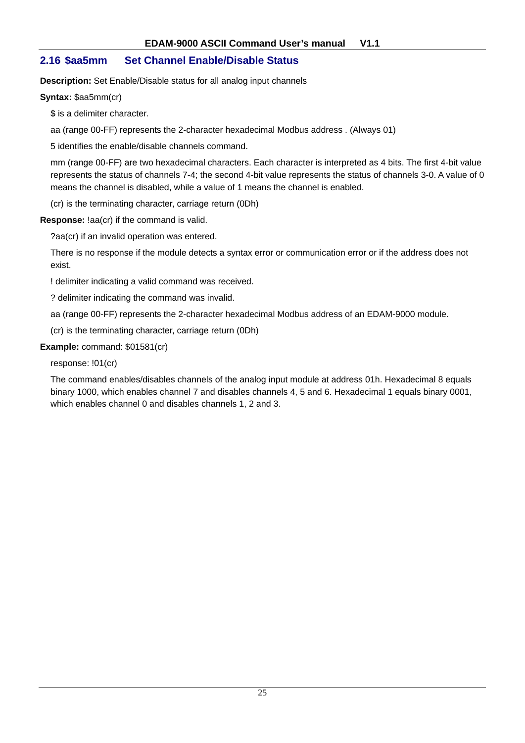## 2.16 $aa5mm Set Channel Enable/Disable Status

**Description:** Set Enable/Disable status for all analog input channels

**Syntax:** $aa5mm(cr)

$ is a delimiter character.

aa (range 00-FF) represents the 2-character hexadecimal Modbus address . (Always 01)

5 identifies the enable/disable channels command.

mm (range 00-FF) are two hexadecimal characters. Each character is interpreted as 4 bits. The first 4-bit value represents the status of channels 7-4; the second 4-bit value represents the status of channels 3-0. A value of 0 means the channel is disabled, while a value of 1 means the channel is enabled.

(cr) is the terminating character, carriage return (0Dh)

**Response:** !aa(cr) if the command is valid.

?aa(cr) if an invalid operation was entered.

There is no response if the module detects a syntax error or communication error or if the address does not exist.

! delimiter indicating a valid command was received.

? delimiter indicating the command was invalid.

aa (range 00-FF) represents the 2-character hexadecimal Modbus address of an EDAM-9000 module.

(cr) is the terminating character, carriage return (0Dh)

**Example:** command: $01581(cr)

response: !01(cr)

The command enables/disables channels of the analog input module at address 01h. Hexadecimal 8 equals binary 1000, which enables channel 7 and disables channels 4, 5 and 6. Hexadecimal 1 equals binary 0001, which enables channel 0 and disables channels 1, 2 and 3.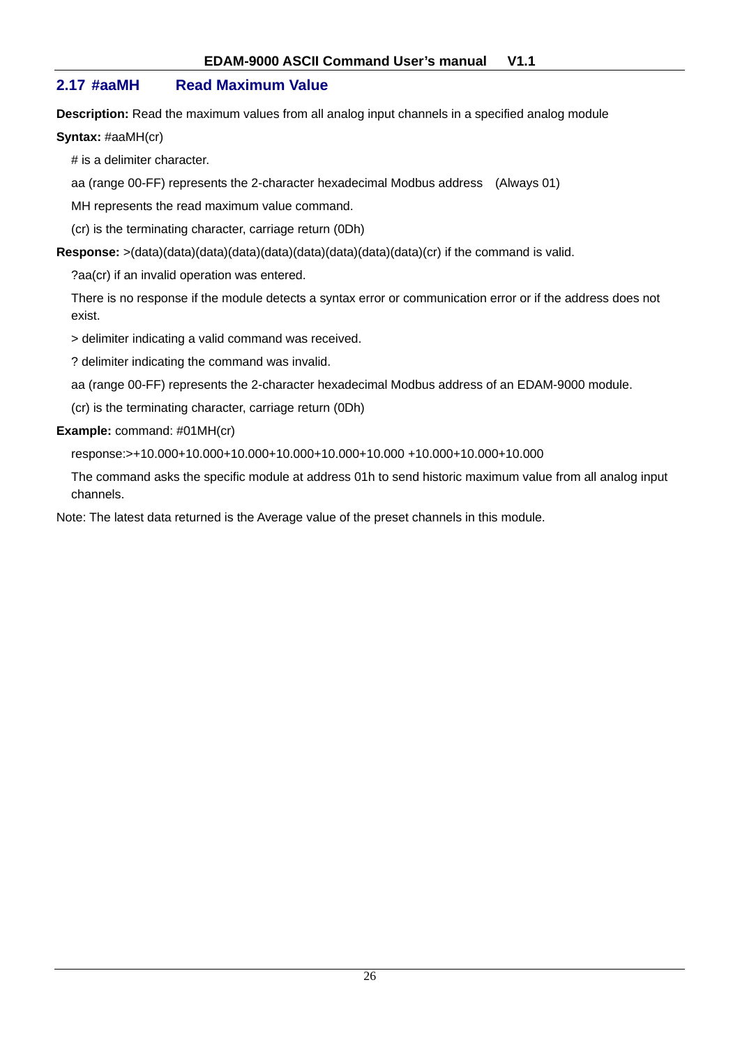## 2.17 #aaMH Read Maximum Value

**Description:** Read the maximum values from all analog input channels in a specified analog module

**Syntax:** #aaMH(cr)

# is a delimiter character.

aa (range 00-FF) represents the 2-character hexadecimal Modbus address (Always 01)

MH represents the read maximum value command.

(cr) is the terminating character, carriage return (0Dh)

**Response:** >(data)(data)(data)(data)(data)(data)(data)(data)(data)(cr) if the command is valid.

?aa(cr) if an invalid operation was entered.

There is no response if the module detects a syntax error or communication error or if the address does not exist.

> delimiter indicating a valid command was received.

? delimiter indicating the command was invalid.

aa (range 00-FF) represents the 2-character hexadecimal Modbus address of an EDAM-9000 module.

(cr) is the terminating character, carriage return (0Dh)

**Example:** command: #01MH(cr)

response:>+10.000+10.000+10.000+10.000+10.000+10.000 +10.000+10.000+10.000

The command asks the specific module at address 01h to send historic maximum value from all analog input channels.

Note: The latest data returned is the Average value of the preset channels in this module.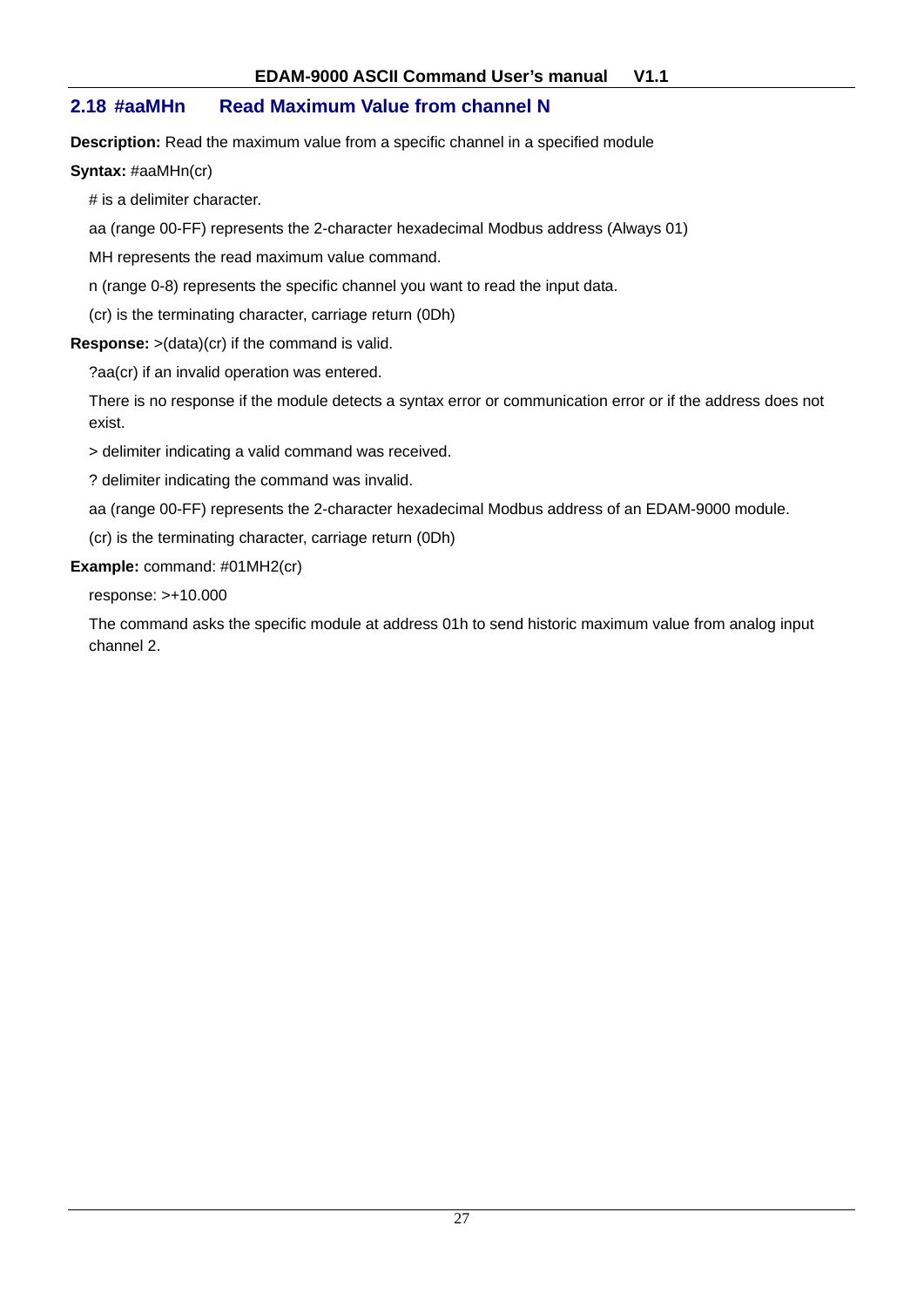## 2.18 #aaMHn Read Maximum Value from channel N

**Description:** Read the maximum value from a specific channel in a specified module

**Syntax:** #aaMHn(cr)

# is a delimiter character.

aa (range 00-FF) represents the 2-character hexadecimal Modbus address (Always 01)

MH represents the read maximum value command.

n (range 0-8) represents the specific channel you want to read the input data.

(cr) is the terminating character, carriage return (0Dh)

**Response:** >(data)(cr) if the command is valid.

?aa(cr) if an invalid operation was entered.

There is no response if the module detects a syntax error or communication error or if the address does not exist.

> delimiter indicating a valid command was received.

? delimiter indicating the command was invalid.

aa (range 00-FF) represents the 2-character hexadecimal Modbus address of an EDAM-9000 module.

(cr) is the terminating character, carriage return (0Dh)

**Example:** command: #01MH2(cr)

response: >+10.000

The command asks the specific module at address 01h to send historic maximum value from analog input channel 2.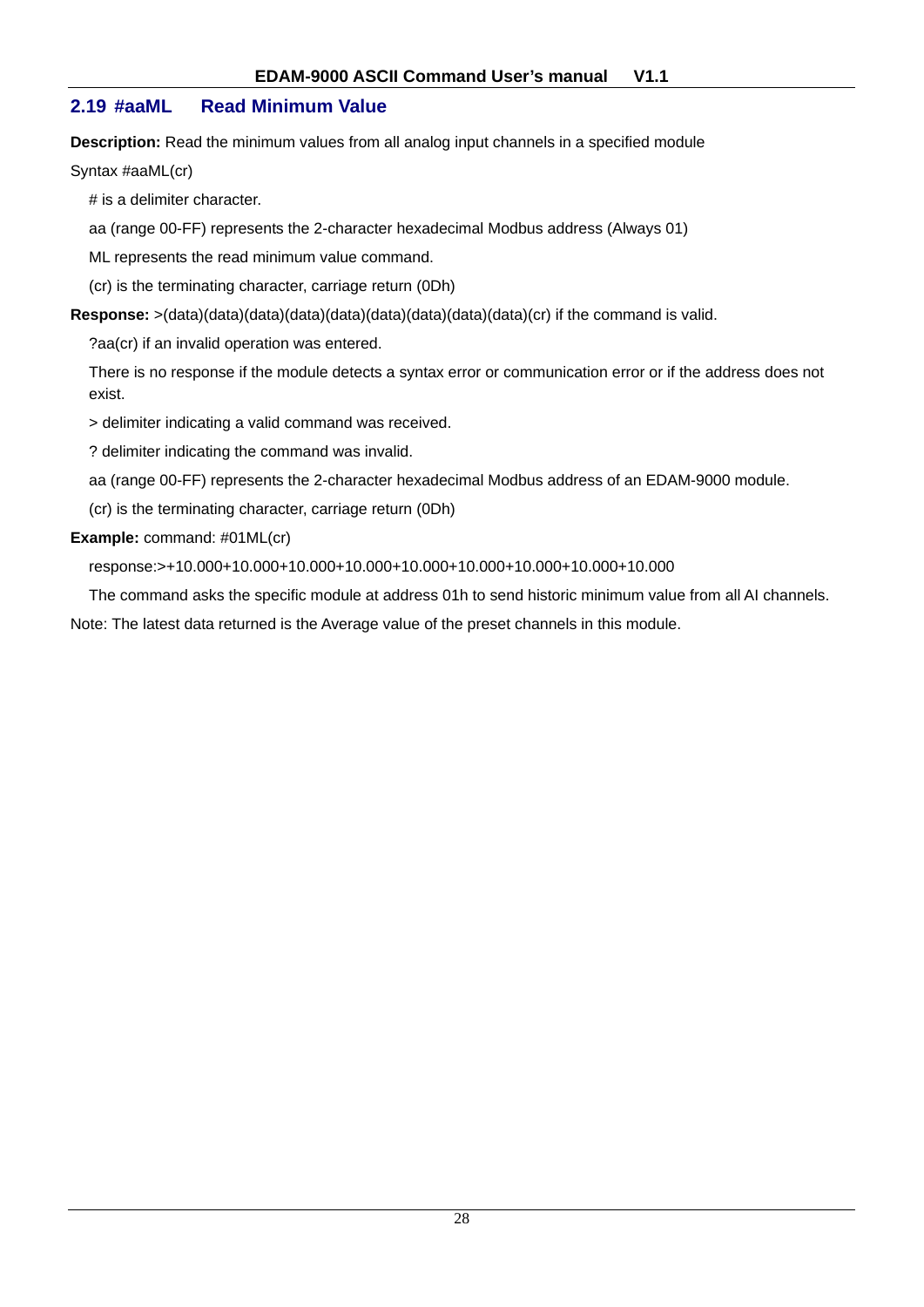## 2.19 #aaML Read Minimum Value

**Description:** Read the minimum values from all analog input channels in a specified module

Syntax #aaML(cr)

# is a delimiter character.

aa (range 00-FF) represents the 2-character hexadecimal Modbus address (Always 01)

ML represents the read minimum value command.

(cr) is the terminating character, carriage return (0Dh)

**Response:** >(data)(data)(data)(data)(data)(data)(data)(data)(data)(cr) if the command is valid.

?aa(cr) if an invalid operation was entered.

There is no response if the module detects a syntax error or communication error or if the address does not exist.

> delimiter indicating a valid command was received.

? delimiter indicating the command was invalid.

aa (range 00-FF) represents the 2-character hexadecimal Modbus address of an EDAM-9000 module.

(cr) is the terminating character, carriage return (0Dh)

**Example:** command: #01ML(cr)

response:>+10.000+10.000+10.000+10.000+10.000+10.000+10.000+10.000+10.000

The command asks the specific module at address 01h to send historic minimum value from all AI channels.

Note: The latest data returned is the Average value of the preset channels in this module.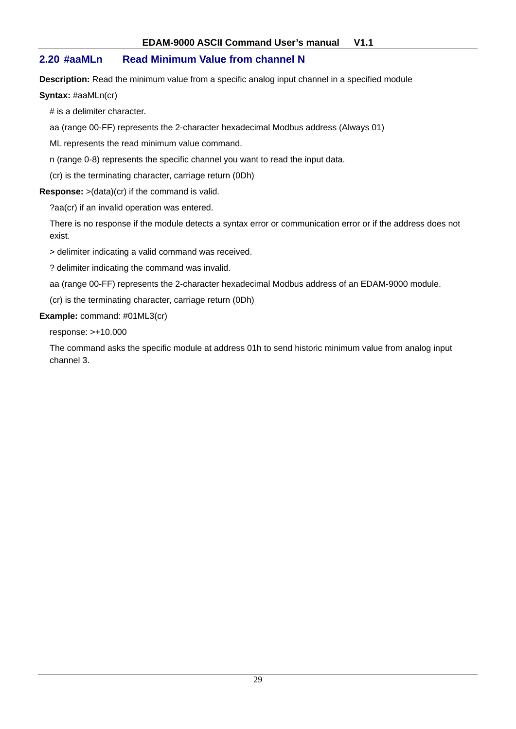## 2.20 #aaMLn Read Minimum Value from channel N

**Description:** Read the minimum value from a specific analog input channel in a specified module

**Syntax:** #aaMLn(cr)

# is a delimiter character.

aa (range 00-FF) represents the 2-character hexadecimal Modbus address (Always 01)

ML represents the read minimum value command.

n (range 0-8) represents the specific channel you want to read the input data.

(cr) is the terminating character, carriage return (0Dh)

**Response:** >(data)(cr) if the command is valid.

?aa(cr) if an invalid operation was entered.

There is no response if the module detects a syntax error or communication error or if the address does not exist.

> delimiter indicating a valid command was received.

? delimiter indicating the command was invalid.

aa (range 00-FF) represents the 2-character hexadecimal Modbus address of an EDAM-9000 module.

(cr) is the terminating character, carriage return (0Dh)

**Example:** command: #01ML3(cr)

response: >+10.000

The command asks the specific module at address 01h to send historic minimum value from analog input channel 3.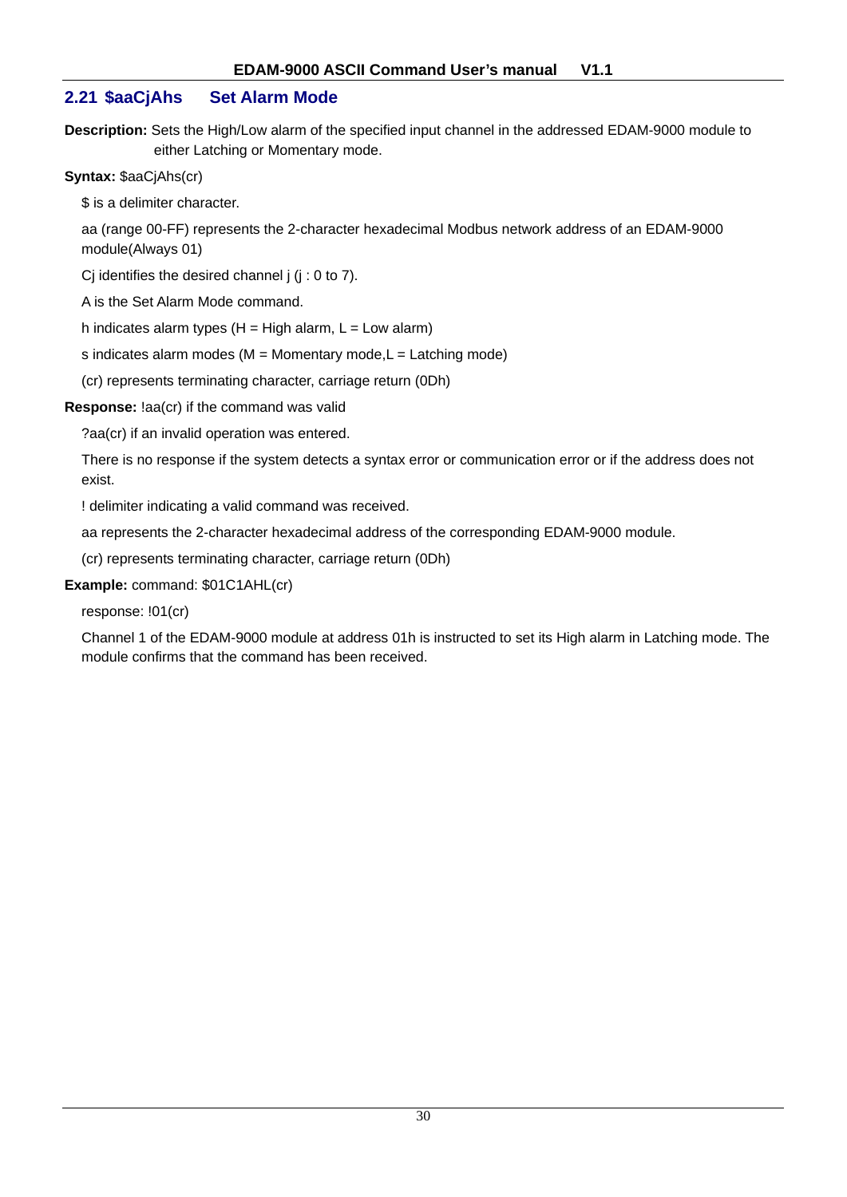## 2.21 $aaCjAhs Set Alarm Mode

**Description:** Sets the High/Low alarm of the specified input channel in the addressed EDAM-9000 module to either Latching or Momentary mode.

**Syntax:** $aaCjAhs(cr)

$ is a delimiter character.

aa (range 00-FF) represents the 2-character hexadecimal Modbus network address of an EDAM-9000 module(Always 01)

Cj identifies the desired channel j (j : 0 to 7).

A is the Set Alarm Mode command.

h indicates alarm types (H = High alarm, L = Low alarm)

s indicates alarm modes (M = Momentary mode,L = Latching mode)

(cr) represents terminating character, carriage return (0Dh)

**Response:** !aa(cr) if the command was valid

?aa(cr) if an invalid operation was entered.

There is no response if the system detects a syntax error or communication error or if the address does not exist.

! delimiter indicating a valid command was received.

aa represents the 2-character hexadecimal address of the corresponding EDAM-9000 module.

(cr) represents terminating character, carriage return (0Dh)

**Example:** command: $01C1AHL(cr)

response: !01(cr)

Channel 1 of the EDAM-9000 module at address 01h is instructed to set its High alarm in Latching mode. The module confirms that the command has been received.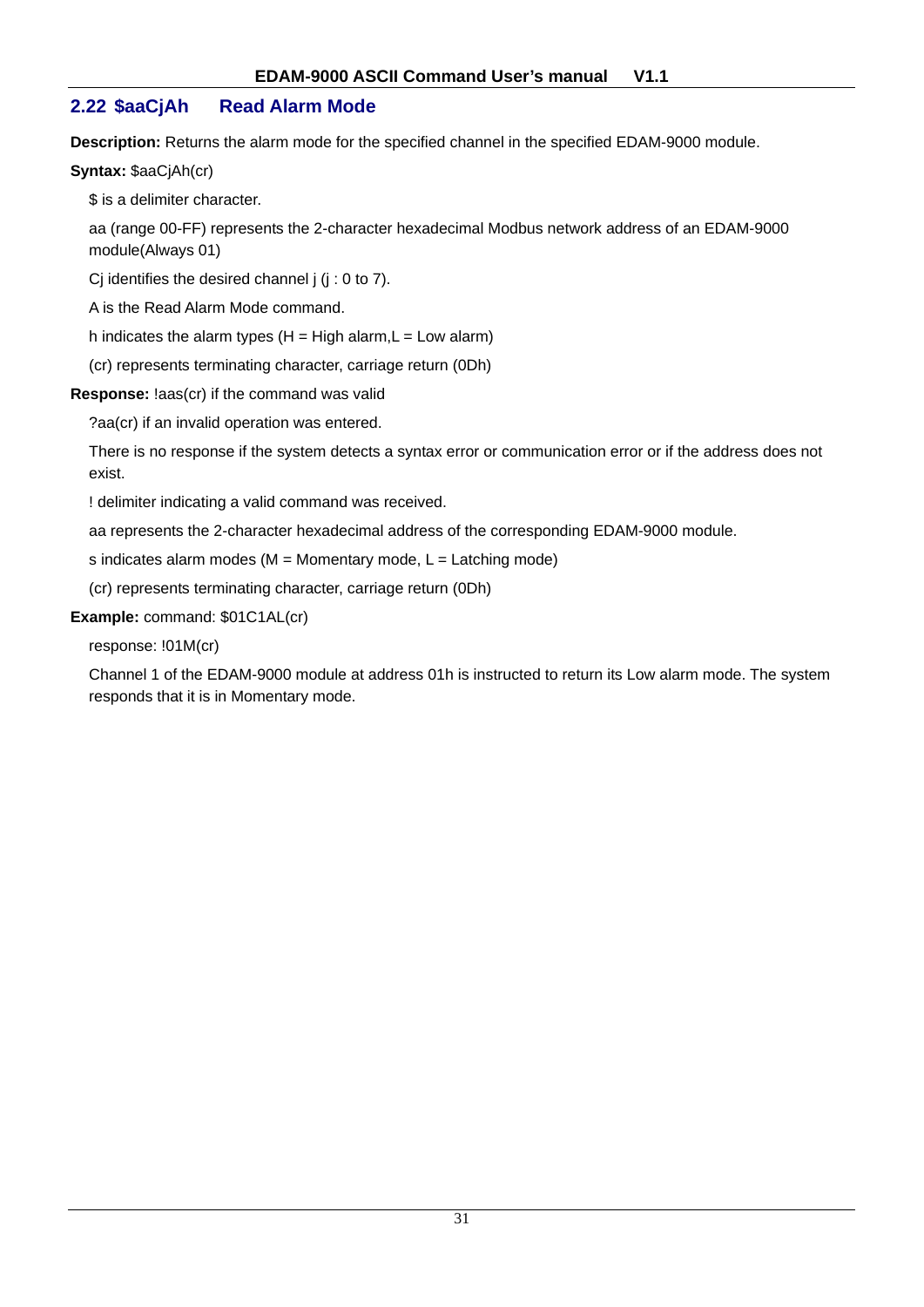## 2.22 $aaCjAh Read Alarm Mode

**Description:** Returns the alarm mode for the specified channel in the specified EDAM-9000 module.

**Syntax:** $aaCjAh(cr)

$ is a delimiter character.

aa (range 00-FF) represents the 2-character hexadecimal Modbus network address of an EDAM-9000 module(Always 01)

Cj identifies the desired channel j (j : 0 to 7).

A is the Read Alarm Mode command.

h indicates the alarm types (H = High alarm,L = Low alarm)

(cr) represents terminating character, carriage return (0Dh)

**Response:** !aas(cr) if the command was valid

?aa(cr) if an invalid operation was entered.

There is no response if the system detects a syntax error or communication error or if the address does not exist.

! delimiter indicating a valid command was received.

aa represents the 2-character hexadecimal address of the corresponding EDAM-9000 module.

s indicates alarm modes (M = Momentary mode, L = Latching mode)

(cr) represents terminating character, carriage return (0Dh)

**Example:** command: $01C1AL(cr)

response: !01M(cr)

Channel 1 of the EDAM-9000 module at address 01h is instructed to return its Low alarm mode. The system responds that it is in Momentary mode.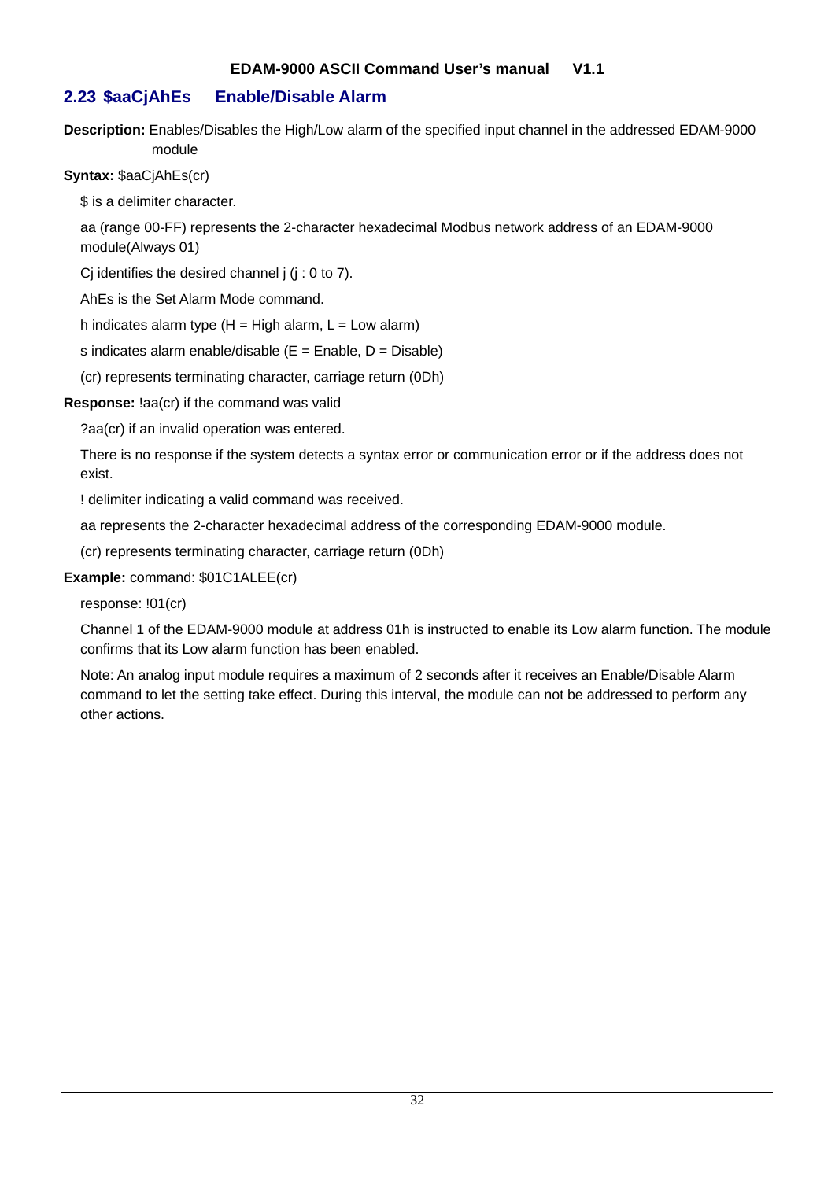## 2.23 $aaCjAhEs Enable/Disable Alarm

**Description:** Enables/Disables the High/Low alarm of the specified input channel in the addressed EDAM-9000 module

**Syntax:** $aaCjAhEs(cr)

$ is a delimiter character.

aa (range 00-FF) represents the 2-character hexadecimal Modbus network address of an EDAM-9000 module(Always 01)

Cj identifies the desired channel j (j : 0 to 7).

AhEs is the Set Alarm Mode command.

h indicates alarm type (H = High alarm, L = Low alarm)

s indicates alarm enable/disable (E = Enable, D = Disable)

(cr) represents terminating character, carriage return (0Dh)

**Response:** !aa(cr) if the command was valid

?aa(cr) if an invalid operation was entered.

There is no response if the system detects a syntax error or communication error or if the address does not exist.

! delimiter indicating a valid command was received.

aa represents the 2-character hexadecimal address of the corresponding EDAM-9000 module.

(cr) represents terminating character, carriage return (0Dh)

**Example:** command: $01C1ALEE(cr)

response: !01(cr)

Channel 1 of the EDAM-9000 module at address 01h is instructed to enable its Low alarm function. The module confirms that its Low alarm function has been enabled.

Note: An analog input module requires a maximum of 2 seconds after it receives an Enable/Disable Alarm command to let the setting take effect. During this interval, the module can not be addressed to perform any other actions.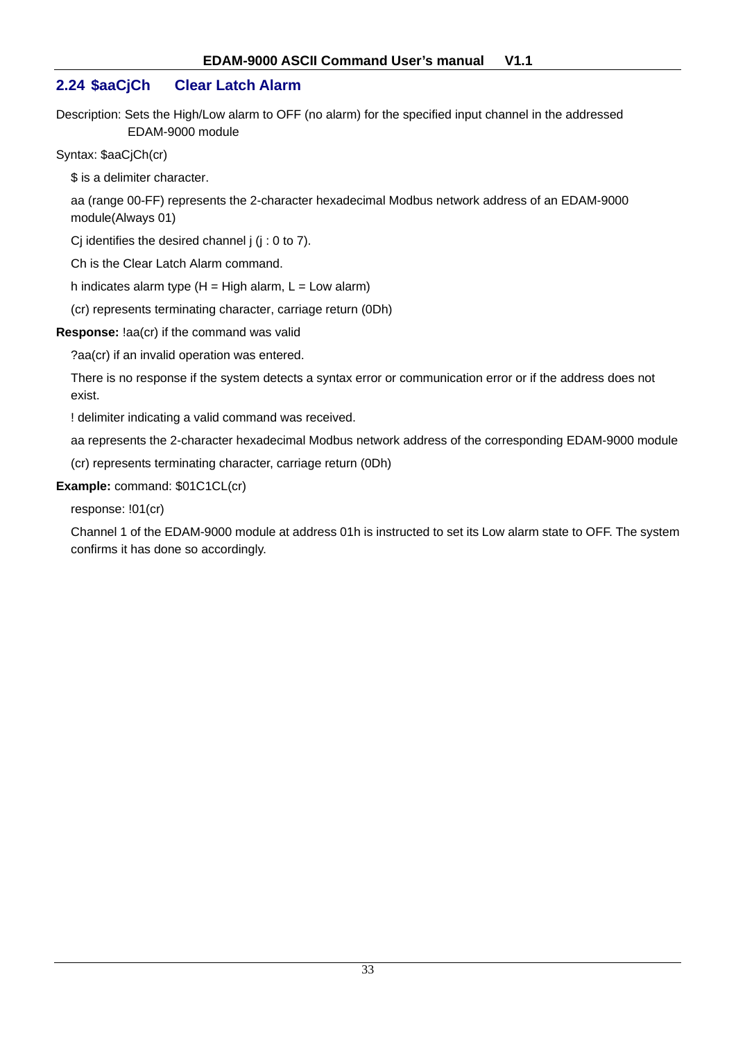## 2.24 $aaCjCh Clear Latch Alarm

Description: Sets the High/Low alarm to OFF (no alarm) for the specified input channel in the addressed EDAM-9000 module

Syntax: $aaCjCh(cr)

$ is a delimiter character.

aa (range 00-FF) represents the 2-character hexadecimal Modbus network address of an EDAM-9000 module(Always 01)

Cj identifies the desired channel j (j : 0 to 7).

Ch is the Clear Latch Alarm command.

h indicates alarm type (H = High alarm, L = Low alarm)

(cr) represents terminating character, carriage return (0Dh)

**Response:** !aa(cr) if the command was valid

?aa(cr) if an invalid operation was entered.

There is no response if the system detects a syntax error or communication error or if the address does not exist.

! delimiter indicating a valid command was received.

aa represents the 2-character hexadecimal Modbus network address of the corresponding EDAM-9000 module

(cr) represents terminating character, carriage return (0Dh)

**Example:** command: $01C1CL(cr)

response: !01(cr)

Channel 1 of the EDAM-9000 module at address 01h is instructed to set its Low alarm state to OFF. The system confirms it has done so accordingly.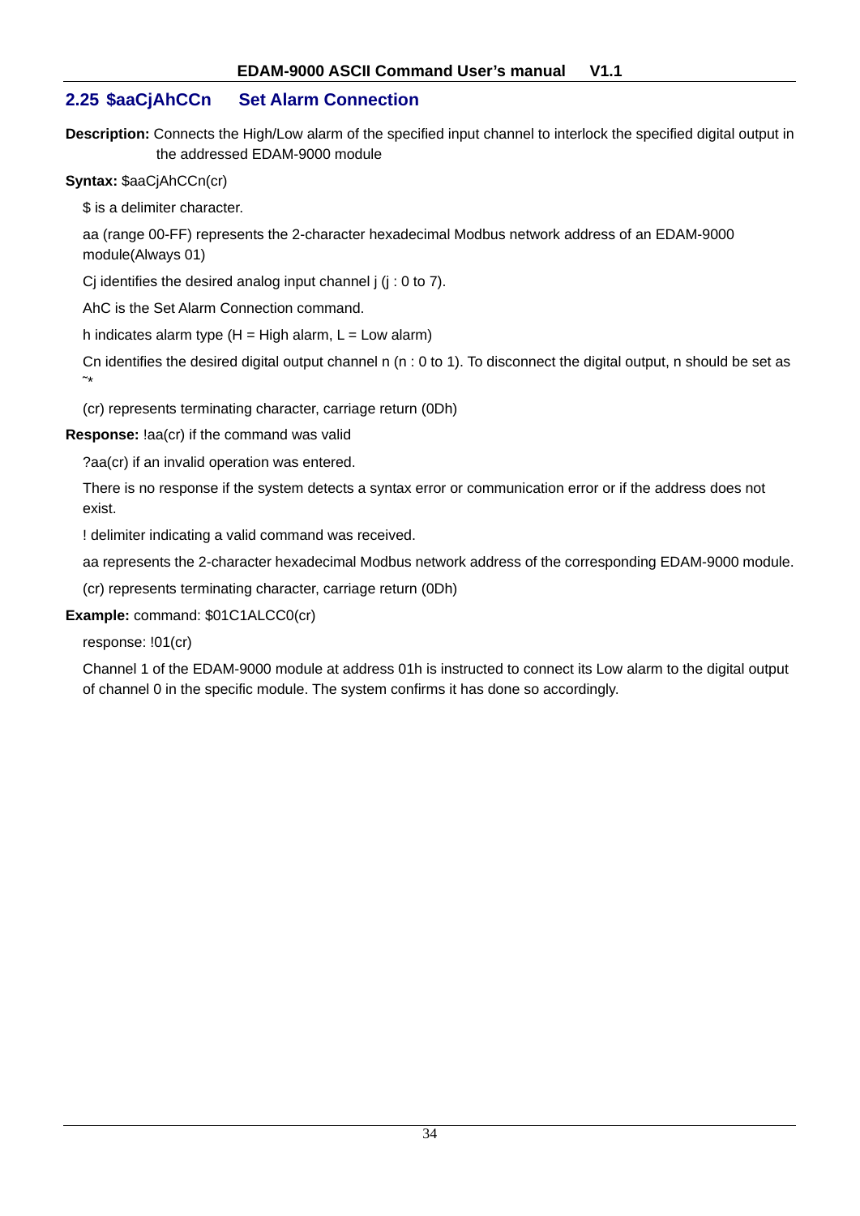## 2.25 $aaCjAhCCn Set Alarm Connection

**Description:** Connects the High/Low alarm of the specified input channel to interlock the specified digital output in the addressed EDAM-9000 module

**Syntax:** $aaCjAhCCn(cr)

$ is a delimiter character.

aa (range 00-FF) represents the 2-character hexadecimal Modbus network address of an EDAM-9000 module(Always 01)

Cj identifies the desired analog input channel j (j : 0 to 7).

AhC is the Set Alarm Connection command.

h indicates alarm type (H = High alarm, L = Low alarm)

Cn identifies the desired digital output channel n (n : 0 to 1). To disconnect the digital output, n should be set as "*

(cr) represents terminating character, carriage return (0Dh)

**Response:** !aa(cr) if the command was valid

?aa(cr) if an invalid operation was entered.

There is no response if the system detects a syntax error or communication error or if the address does not exist.

! delimiter indicating a valid command was received.

aa represents the 2-character hexadecimal Modbus network address of the corresponding EDAM-9000 module.

(cr) represents terminating character, carriage return (0Dh)

**Example:** command: $01C1ALCC0(cr)

response: !01(cr)

Channel 1 of the EDAM-9000 module at address 01h is instructed to connect its Low alarm to the digital output of channel 0 in the specific module. The system confirms it has done so accordingly.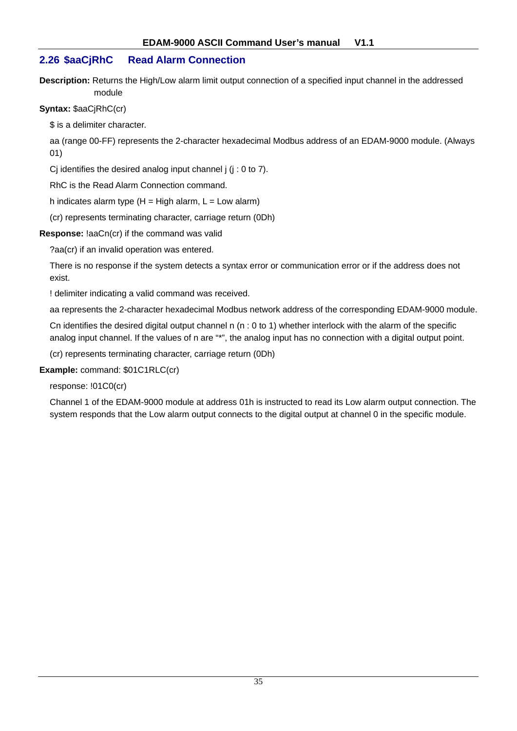## 2.26 $aaCjRhC Read Alarm Connection

**Description:** Returns the High/Low alarm limit output connection of a specified input channel in the addressed module

**Syntax:** $aaCjRhC(cr)

$ is a delimiter character.

aa (range 00-FF) represents the 2-character hexadecimal Modbus address of an EDAM-9000 module. (Always 01)

Cj identifies the desired analog input channel j (j : 0 to 7).

RhC is the Read Alarm Connection command.

h indicates alarm type (H = High alarm, L = Low alarm)

(cr) represents terminating character, carriage return (0Dh)

**Response:** !aaCn(cr) if the command was valid

?aa(cr) if an invalid operation was entered.

There is no response if the system detects a syntax error or communication error or if the address does not exist.

! delimiter indicating a valid command was received.

aa represents the 2-character hexadecimal Modbus network address of the corresponding EDAM-9000 module.

Cn identifies the desired digital output channel n (n : 0 to 1) whether interlock with the alarm of the specific analog input channel. If the values of n are "*", the analog input has no connection with a digital output point.

(cr) represents terminating character, carriage return (0Dh)

**Example:** command: $01C1RLC(cr)

response: !01C0(cr)

Channel 1 of the EDAM-9000 module at address 01h is instructed to read its Low alarm output connection. The system responds that the Low alarm output connects to the digital output at channel 0 in the specific module.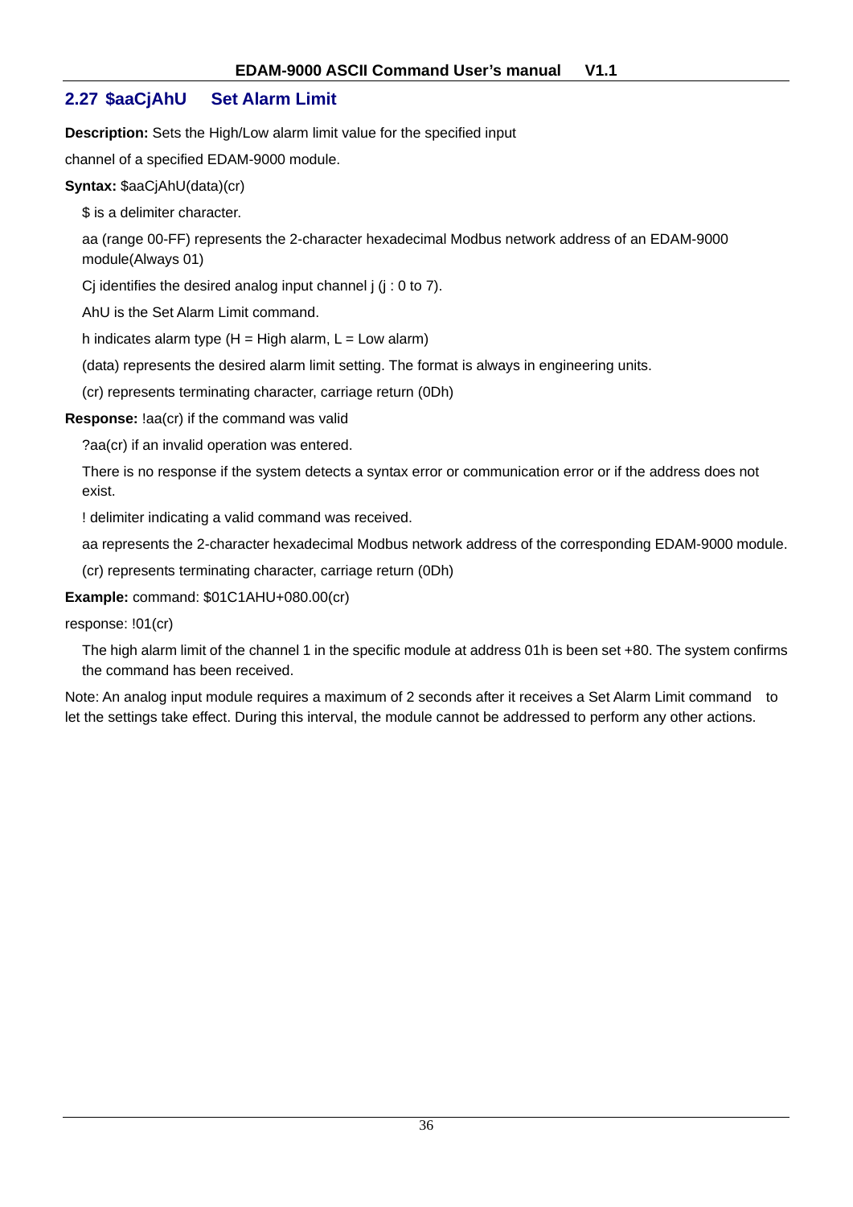## 2.27 $aaCjAhU    Set Alarm Limit

**Description:** Sets the High/Low alarm limit value for the specified input

channel of a specified EDAM-9000 module.

**Syntax:** $aaCjAhU(data)(cr)

$ is a delimiter character.

aa (range 00-FF) represents the 2-character hexadecimal Modbus network address of an EDAM-9000 module(Always 01)

Cj identifies the desired analog input channel j (j : 0 to 7).

AhU is the Set Alarm Limit command.

h indicates alarm type (H = High alarm, L = Low alarm)

(data) represents the desired alarm limit setting. The format is always in engineering units.

(cr) represents terminating character, carriage return (0Dh)

**Response:** !aa(cr) if the command was valid

?aa(cr) if an invalid operation was entered.

There is no response if the system detects a syntax error or communication error or if the address does not exist.

! delimiter indicating a valid command was received.

aa represents the 2-character hexadecimal Modbus network address of the corresponding EDAM-9000 module.

(cr) represents terminating character, carriage return (0Dh)

**Example:** command: $01C1AHU+080.00(cr)

response: !01(cr)

The high alarm limit of the channel 1 in the specific module at address 01h is been set +80. The system confirms the command has been received.

Note: An analog input module requires a maximum of 2 seconds after it receives a Set Alarm Limit command to let the settings take effect. During this interval, the module cannot be addressed to perform any other actions.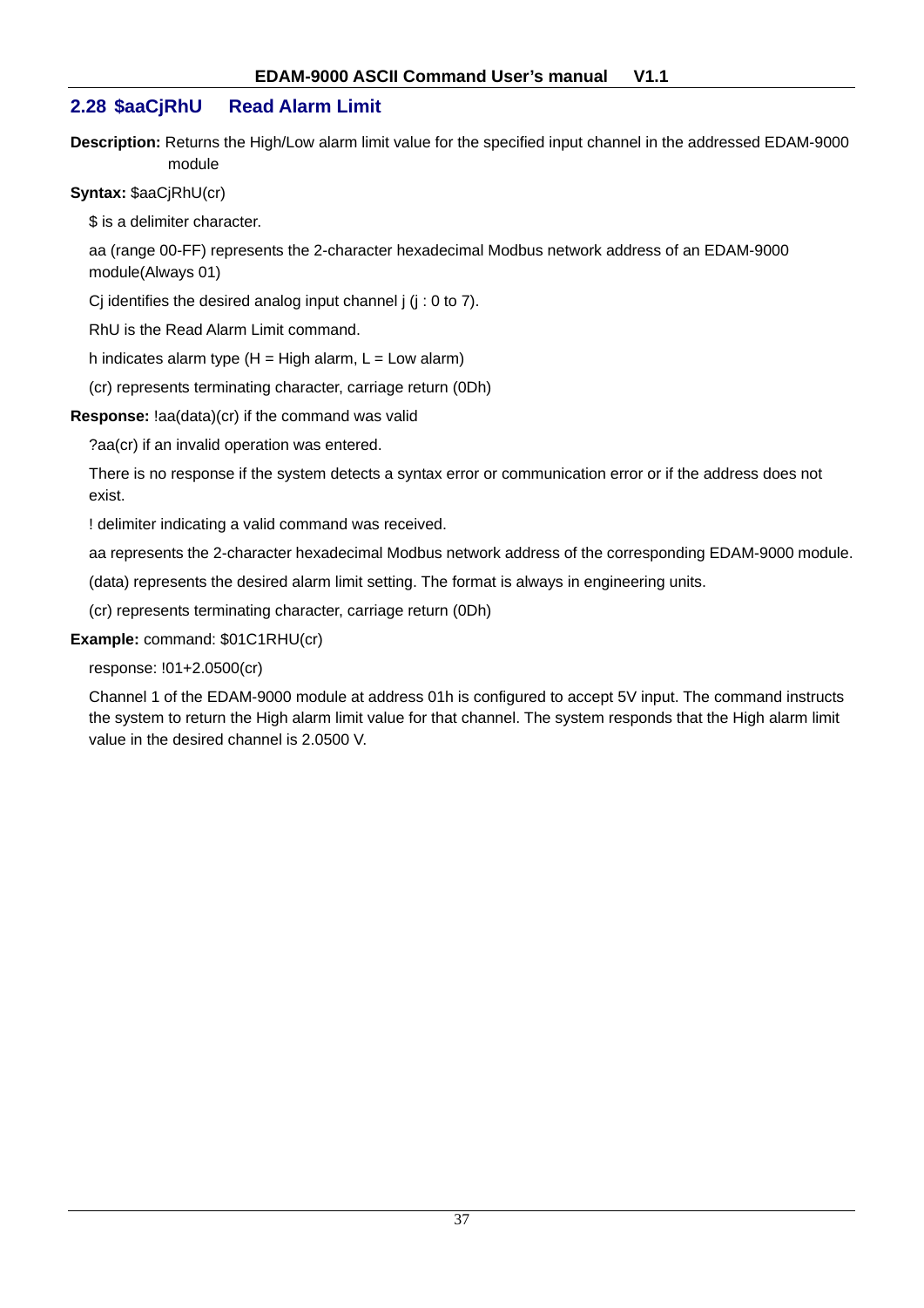## 2.28 $aaCjRhU Read Alarm Limit

**Description:** Returns the High/Low alarm limit value for the specified input channel in the addressed EDAM-9000 module

**Syntax:** $aaCjRhU(cr)

$ is a delimiter character.

aa (range 00-FF) represents the 2-character hexadecimal Modbus network address of an EDAM-9000 module(Always 01)

Cj identifies the desired analog input channel j (j : 0 to 7).

RhU is the Read Alarm Limit command.

h indicates alarm type (H = High alarm, L = Low alarm)

(cr) represents terminating character, carriage return (0Dh)

**Response:** !aa(data)(cr) if the command was valid

?aa(cr) if an invalid operation was entered.

There is no response if the system detects a syntax error or communication error or if the address does not exist.

! delimiter indicating a valid command was received.

aa represents the 2-character hexadecimal Modbus network address of the corresponding EDAM-9000 module.

(data) represents the desired alarm limit setting. The format is always in engineering units.

(cr) represents terminating character, carriage return (0Dh)

**Example:** command: $01C1RHU(cr)

response: !01+2.0500(cr)

Channel 1 of the EDAM-9000 module at address 01h is configured to accept 5V input. The command instructs the system to return the High alarm limit value for that channel. The system responds that the High alarm limit value in the desired channel is 2.0500 V.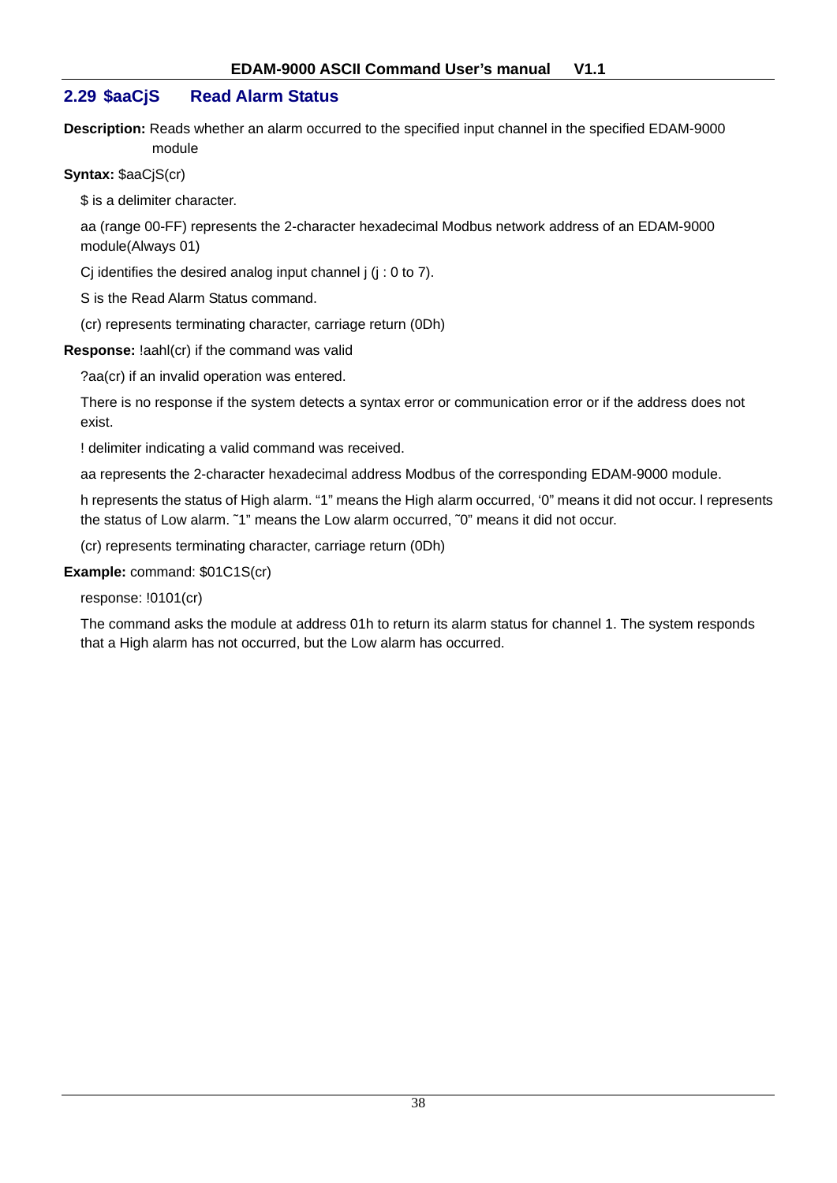## 2.29 $aaCjS Read Alarm Status

**Description:** Reads whether an alarm occurred to the specified input channel in the specified EDAM-9000 module

**Syntax:** $aaCjS(cr)

$ is a delimiter character.

aa (range 00-FF) represents the 2-character hexadecimal Modbus network address of an EDAM-9000 module(Always 01)

Cj identifies the desired analog input channel j (j : 0 to 7).

S is the Read Alarm Status command.

(cr) represents terminating character, carriage return (0Dh)

**Response:** !aahl(cr) if the command was valid

?aa(cr) if an invalid operation was entered.

There is no response if the system detects a syntax error or communication error or if the address does not exist.

! delimiter indicating a valid command was received.

aa represents the 2-character hexadecimal address Modbus of the corresponding EDAM-9000 module.

h represents the status of High alarm. “1” means the High alarm occurred, ‘0” means it did not occur. l represents the status of Low alarm. ˜1” means the Low alarm occurred, ˜0” means it did not occur.

(cr) represents terminating character, carriage return (0Dh)

**Example:** command: $01C1S(cr)

response: !0101(cr)

The command asks the module at address 01h to return its alarm status for channel 1. The system responds that a High alarm has not occurred, but the Low alarm has occurred.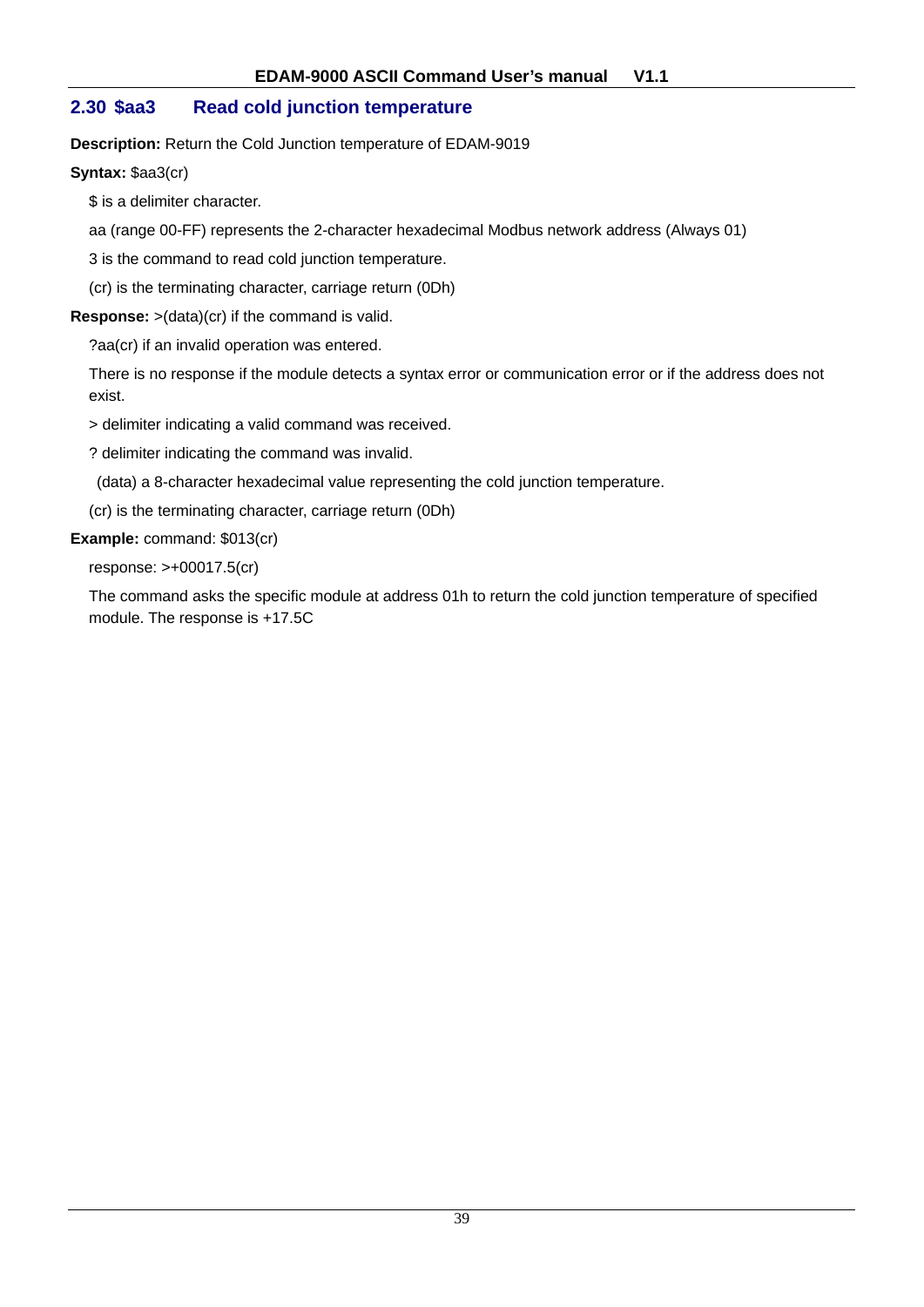## 2.30 $aa3 Read cold junction temperature

**Description:** Return the Cold Junction temperature of EDAM-9019

**Syntax:** $aa3(cr)

$ is a delimiter character.

aa (range 00-FF) represents the 2-character hexadecimal Modbus network address (Always 01)

3 is the command to read cold junction temperature.

(cr) is the terminating character, carriage return (0Dh)

**Response:** >(data)(cr) if the command is valid.

?aa(cr) if an invalid operation was entered.

There is no response if the module detects a syntax error or communication error or if the address does not exist.

> delimiter indicating a valid command was received.

? delimiter indicating the command was invalid.

(data) a 8-character hexadecimal value representing the cold junction temperature.

(cr) is the terminating character, carriage return (0Dh)

**Example:** command: $013(cr)

response: >+00017.5(cr)

The command asks the specific module at address 01h to return the cold junction temperature of specified module. The response is +17.5C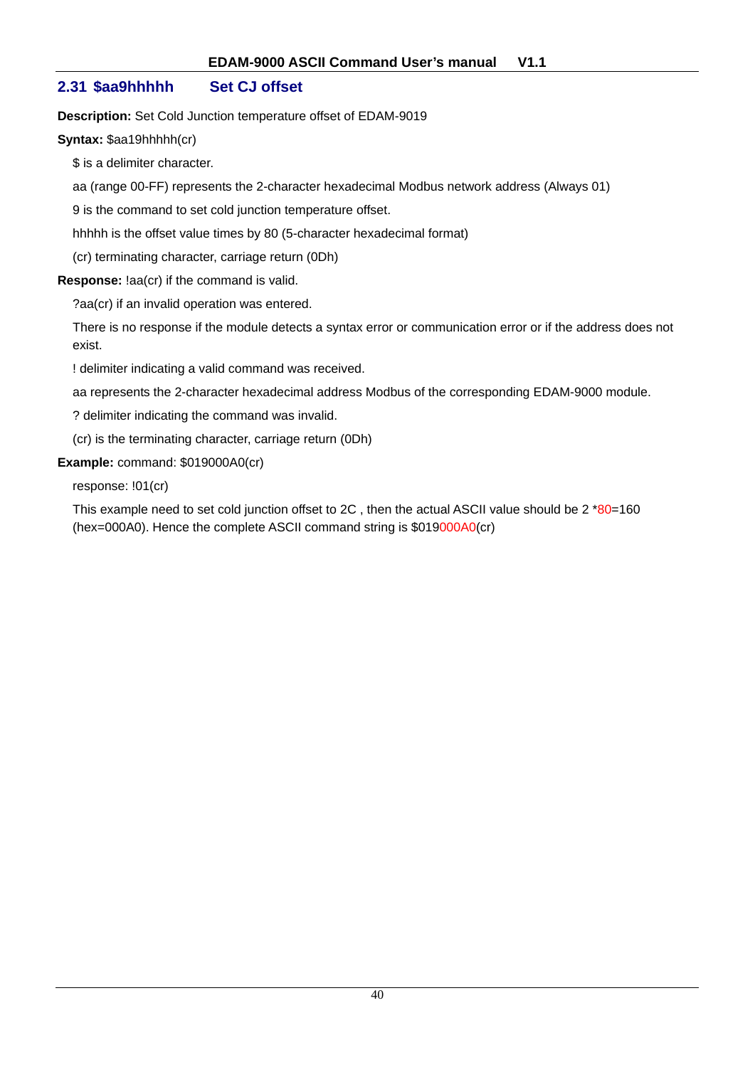## 2.31 $aa9hhhhh Set CJ offset

**Description:** Set Cold Junction temperature offset of EDAM-9019

**Syntax:** $aa19hhhhh(cr)

$ is a delimiter character.

aa (range 00-FF) represents the 2-character hexadecimal Modbus network address (Always 01)

9 is the command to set cold junction temperature offset.

hhhhh is the offset value times by 80 (5-character hexadecimal format)

(cr) terminating character, carriage return (0Dh)

**Response:** !aa(cr) if the command is valid.

?aa(cr) if an invalid operation was entered.

There is no response if the module detects a syntax error or communication error or if the address does not exist.

! delimiter indicating a valid command was received.

aa represents the 2-character hexadecimal address Modbus of the corresponding EDAM-9000 module.

? delimiter indicating the command was invalid.

(cr) is the terminating character, carriage return (0Dh)

**Example:** command: $019000A0(cr)

response: !01(cr)

This example need to set cold junction offset to 2C , then the actual ASCII value should be 2 *80=160 (hex=000A0). Hence the complete ASCII command string is $019000A0(cr)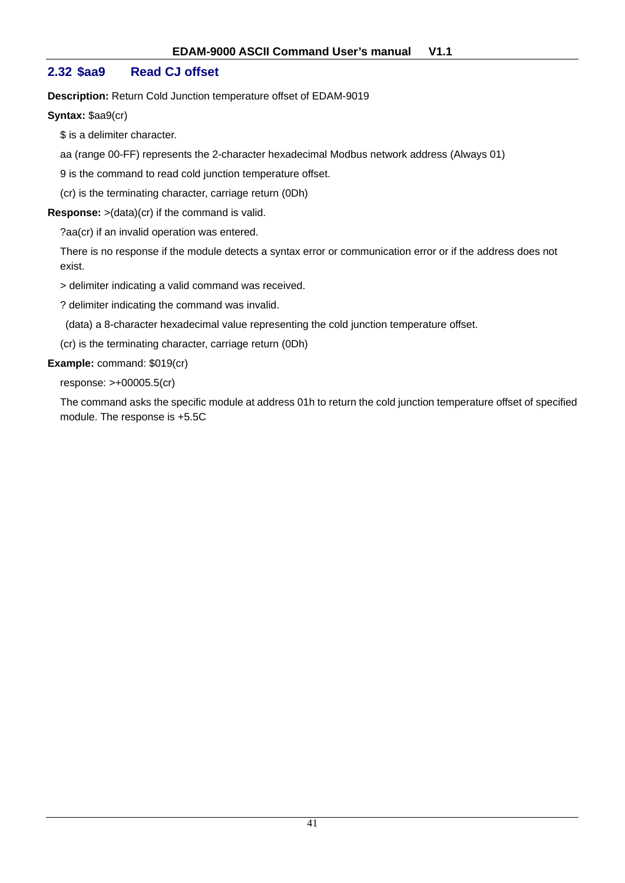## 2.32 $aa9 Read CJ offset

**Description:** Return Cold Junction temperature offset of EDAM-9019

**Syntax:** $aa9(cr)

$ is a delimiter character.

aa (range 00-FF) represents the 2-character hexadecimal Modbus network address (Always 01)

9 is the command to read cold junction temperature offset.

(cr) is the terminating character, carriage return (0Dh)

**Response:** >(data)(cr) if the command is valid.

?aa(cr) if an invalid operation was entered.

There is no response if the module detects a syntax error or communication error or if the address does not exist.

> delimiter indicating a valid command was received.

? delimiter indicating the command was invalid.

(data) a 8-character hexadecimal value representing the cold junction temperature offset.

(cr) is the terminating character, carriage return (0Dh)

**Example:** command: $019(cr)

response: >+00005.5(cr)

The command asks the specific module at address 01h to return the cold junction temperature offset of specified module. The response is +5.5C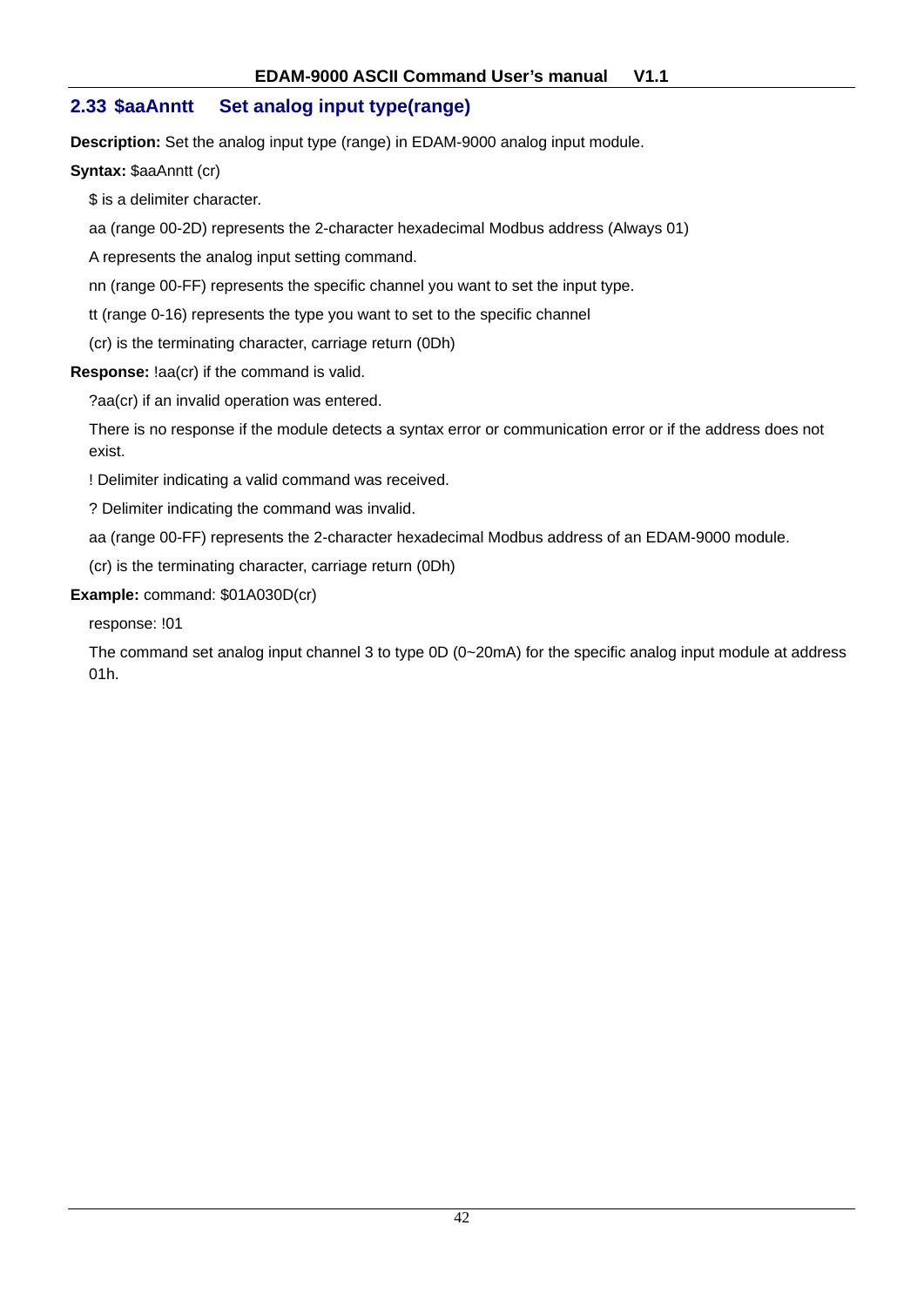## 2.33 $aaAnntt Set analog input type(range)

**Description:** Set the analog input type (range) in EDAM-9000 analog input module.

**Syntax:** $aaAnntt (cr)

$ is a delimiter character.

aa (range 00-2D) represents the 2-character hexadecimal Modbus address (Always 01)

A represents the analog input setting command.

nn (range 00-FF) represents the specific channel you want to set the input type.

tt (range 0-16) represents the type you want to set to the specific channel

(cr) is the terminating character, carriage return (0Dh)

**Response:** !aa(cr) if the command is valid.

?aa(cr) if an invalid operation was entered.

There is no response if the module detects a syntax error or communication error or if the address does not exist.

! Delimiter indicating a valid command was received.

? Delimiter indicating the command was invalid.

aa (range 00-FF) represents the 2-character hexadecimal Modbus address of an EDAM-9000 module.

(cr) is the terminating character, carriage return (0Dh)

**Example:** command: $01A030D(cr)

response: !01

The command set analog input channel 3 to type 0D (0~20mA) for the specific analog input module at address 01h.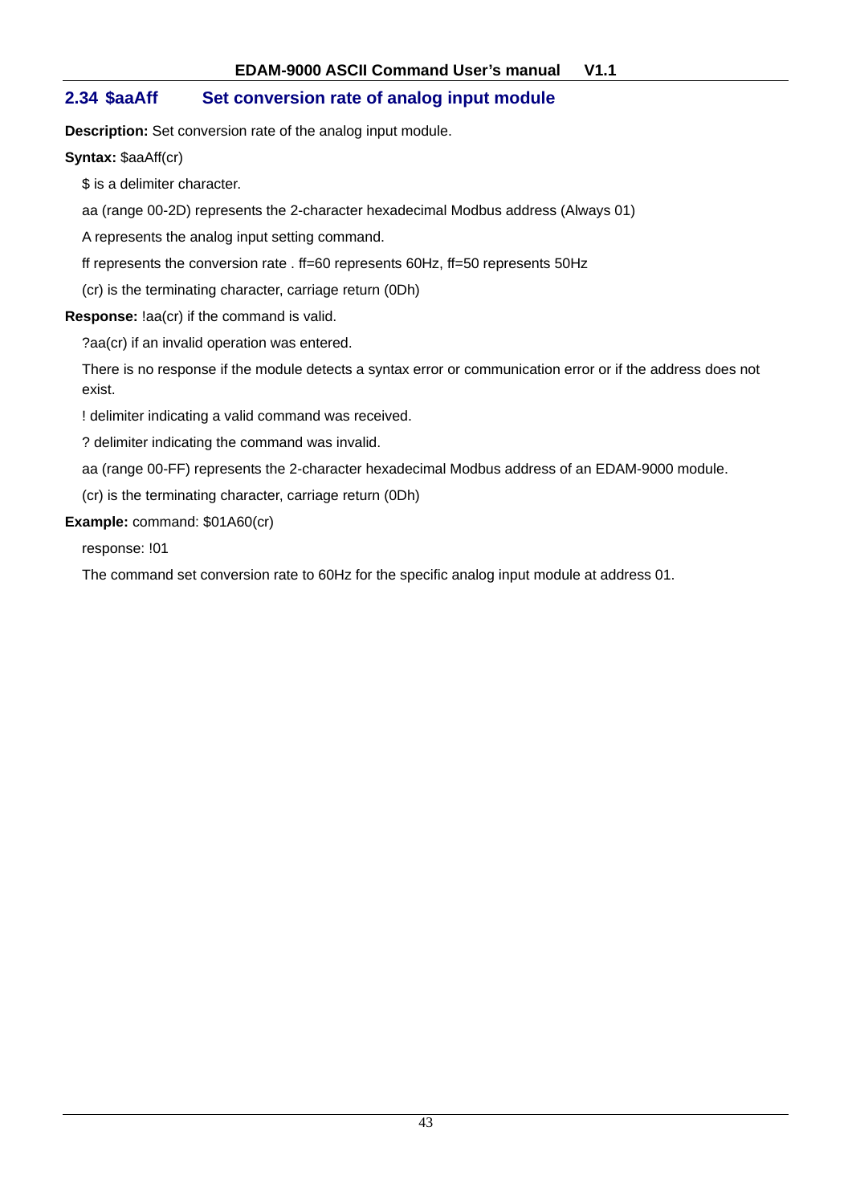## 2.34 $aaAff Set conversion rate of analog input module

**Description:** Set conversion rate of the analog input module.

**Syntax:** $aaAff(cr)

$ is a delimiter character.

aa (range 00-2D) represents the 2-character hexadecimal Modbus address (Always 01)

A represents the analog input setting command.

ff represents the conversion rate . ff=60 represents 60Hz, ff=50 represents 50Hz

(cr) is the terminating character, carriage return (0Dh)

**Response:** !aa(cr) if the command is valid.

?aa(cr) if an invalid operation was entered.

There is no response if the module detects a syntax error or communication error or if the address does not exist.

! delimiter indicating a valid command was received.

? delimiter indicating the command was invalid.

aa (range 00-FF) represents the 2-character hexadecimal Modbus address of an EDAM-9000 module.

(cr) is the terminating character, carriage return (0Dh)

**Example:** command: $01A60(cr)

response: !01

The command set conversion rate to 60Hz for the specific analog input module at address 01.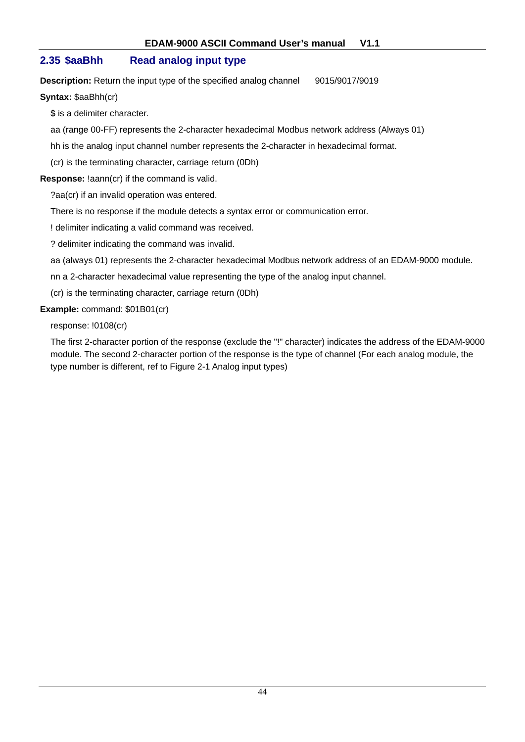## 2.35 $aaBhh Read analog input type

**Description:** Return the input type of the specified analog channel 9015/9017/9019

**Syntax:** $aaBhh(cr)

$ is a delimiter character.

aa (range 00-FF) represents the 2-character hexadecimal Modbus network address (Always 01)

hh is the analog input channel number represents the 2-character in hexadecimal format.

(cr) is the terminating character, carriage return (0Dh)

**Response:** !aann(cr) if the command is valid.

?aa(cr) if an invalid operation was entered.

There is no response if the module detects a syntax error or communication error.

! delimiter indicating a valid command was received.

? delimiter indicating the command was invalid.

aa (always 01) represents the 2-character hexadecimal Modbus network address of an EDAM-9000 module.

nn a 2-character hexadecimal value representing the type of the analog input channel.

(cr) is the terminating character, carriage return (0Dh)

**Example:** command: $01B01(cr)

response: !0108(cr)

The first 2-character portion of the response (exclude the "!" character) indicates the address of the EDAM-9000 module. The second 2-character portion of the response is the type of channel (For each analog module, the type number is different, ref to Figure 2-1 Analog input types)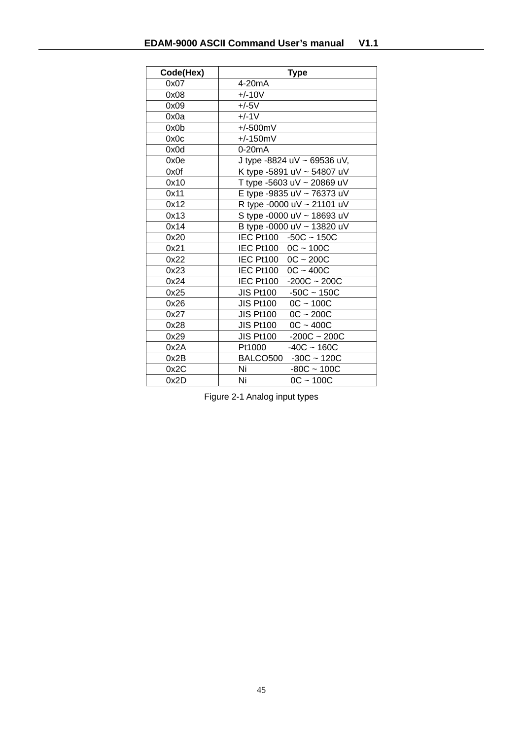| Code(Hex) | Type |
|---|---|
| 0x07 | 4-20mA |
| 0x08 | +/-10V |
| 0x09 | +/-5V |
| 0x0a | +/-1V |
| 0x0b | +/-500mV |
| 0x0c | +/-150mV |
| 0x0d | 0-20mA |
| 0x0e | J type -8824 uV ~ 69536 uV, |
| 0x0f | K type -5891 uV ~ 54807 uV |
| 0x10 | T type -5603 uV ~ 20869 uV |
| 0x11 | E type -9835 uV ~ 76373 uV |
| 0x12 | R type -0000 uV ~ 21101 uV |
| 0x13 | S type -0000 uV ~ 18693 uV |
| 0x14 | B type -0000 uV ~ 13820 uV |
| 0x20 | IEC Pt100 -50C ~ 150C |
| 0x21 | IEC Pt100 0C ~ 100C |
| 0x22 | IEC Pt100 0C ~ 200C |
| 0x23 | IEC Pt100 0C ~ 400C |
| 0x24 | IEC Pt100 -200C ~ 200C |
| 0x25 | JIS Pt100 -50C ~ 150C |
| 0x26 | JIS Pt100 0C ~ 100C |
| 0x27 | JIS Pt100 0C ~ 200C |
| 0x28 | JIS Pt100 0C ~ 400C |
| 0x29 | JIS Pt100 -200C ~ 200C |
| 0x2A | Pt1000 -40C ~ 160C |
| 0x2B | BALCO500 -30C ~ 120C |
| 0x2C | Ni -80C ~ 100C |
| 0x2D | Ni 0C ~ 100C |

Figure 2-1 Analog input types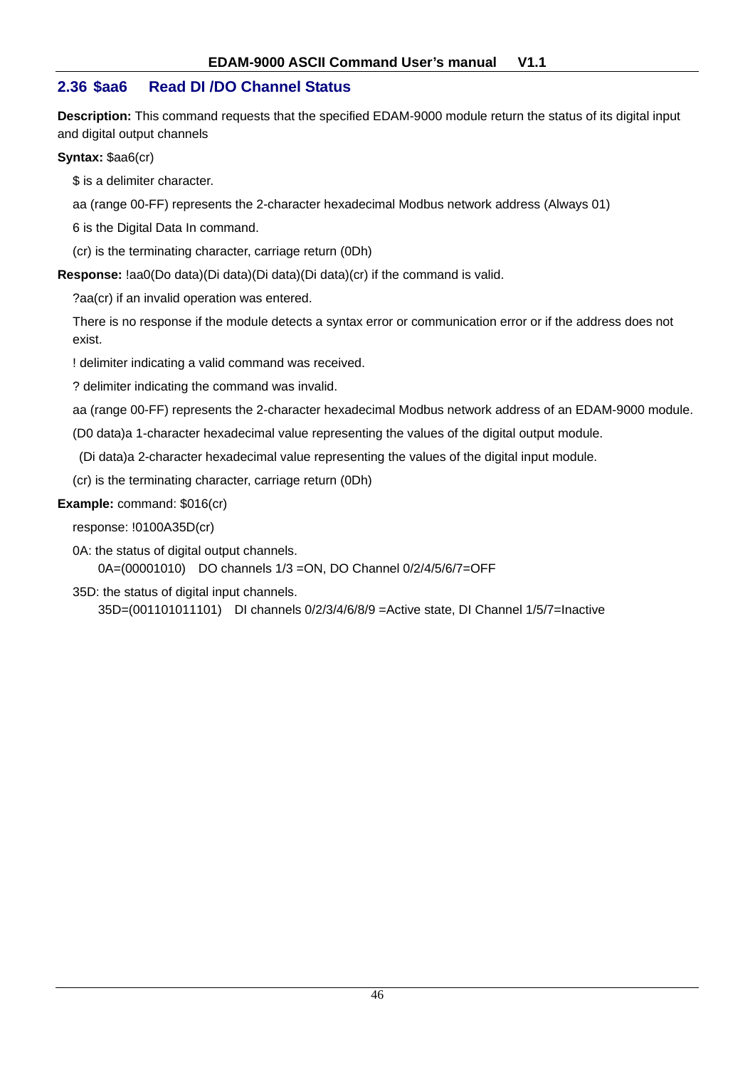## 2.36 $aa6 Read DI /DO Channel Status

**Description:** This command requests that the specified EDAM-9000 module return the status of its digital input and digital output channels

**Syntax:** $aa6(cr)

$ is a delimiter character.

aa (range 00-FF) represents the 2-character hexadecimal Modbus network address (Always 01)

6 is the Digital Data In command.

(cr) is the terminating character, carriage return (0Dh)

**Response:** !aa0(Do data)(Di data)(Di data)(Di data)(cr) if the command is valid.

?aa(cr) if an invalid operation was entered.

There is no response if the module detects a syntax error or communication error or if the address does not exist.

! delimiter indicating a valid command was received.

? delimiter indicating the command was invalid.

aa (range 00-FF) represents the 2-character hexadecimal Modbus network address of an EDAM-9000 module.

(D0 data)a 1-character hexadecimal value representing the values of the digital output module.

(Di data)a 2-character hexadecimal value representing the values of the digital input module.

(cr) is the terminating character, carriage return (0Dh)

**Example:** command: $016(cr)

response: !0100A35D(cr)

0A: the status of digital output channels.
0A=(00001010) DO channels 1/3 =ON, DO Channel 0/2/4/5/6/7=OFF

35D: the status of digital input channels.
35D=(001101011101) DI channels 0/2/3/4/6/8/9 =Active state, DI Channel 1/5/7=Inactive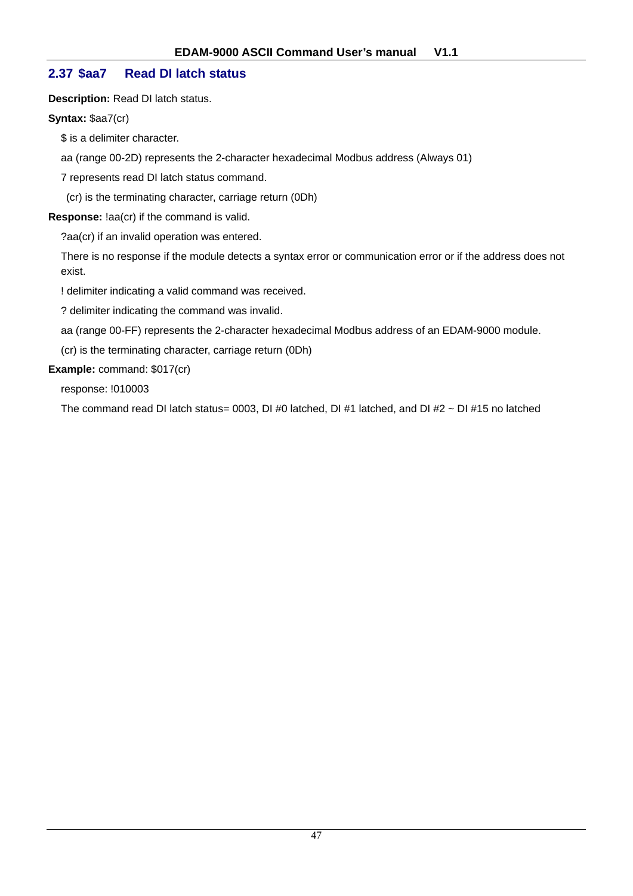## 2.37 $aa7 Read DI latch status

**Description:** Read DI latch status.

**Syntax:** $aa7(cr)

$ is a delimiter character.

aa (range 00-2D) represents the 2-character hexadecimal Modbus address (Always 01)

7 represents read DI latch status command.

(cr) is the terminating character, carriage return (0Dh)

**Response:** !aa(cr) if the command is valid.

?aa(cr) if an invalid operation was entered.

There is no response if the module detects a syntax error or communication error or if the address does not exist.

! delimiter indicating a valid command was received.

? delimiter indicating the command was invalid.

aa (range 00-FF) represents the 2-character hexadecimal Modbus address of an EDAM-9000 module.

(cr) is the terminating character, carriage return (0Dh)

**Example:** command: $017(cr)

response: !010003

The command read DI latch status= 0003, DI #0 latched, DI #1 latched, and DI #2 ~ DI #15 no latched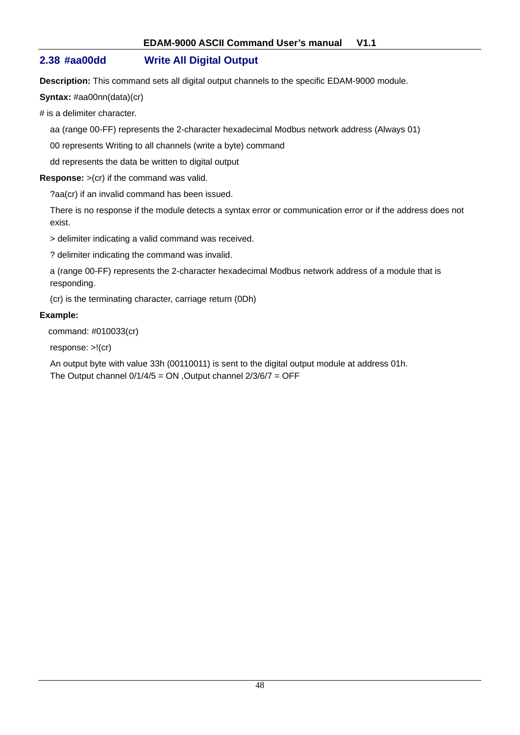## 2.38 #aa00dd Write All Digital Output

**Description:** This command sets all digital output channels to the specific EDAM-9000 module.

**Syntax:** #aa00nn(data)(cr)

# is a delimiter character.

aa (range 00-FF) represents the 2-character hexadecimal Modbus network address (Always 01)

00 represents Writing to all channels (write a byte) command

dd represents the data be written to digital output

**Response:** >(cr) if the command was valid.

?aa(cr) if an invalid command has been issued.

There is no response if the module detects a syntax error or communication error or if the address does not exist.

> delimiter indicating a valid command was received.

? delimiter indicating the command was invalid.

a (range 00-FF) represents the 2-character hexadecimal Modbus network address of a module that is responding.

(cr) is the terminating character, carriage return (0Dh)

**Example:**

command: #010033(cr)

response: >!(cr)

An output byte with value 33h (00110011) is sent to the digital output module at address 01h.
The Output channel 0/1/4/5 = ON ,Output channel 2/3/6/7 = OFF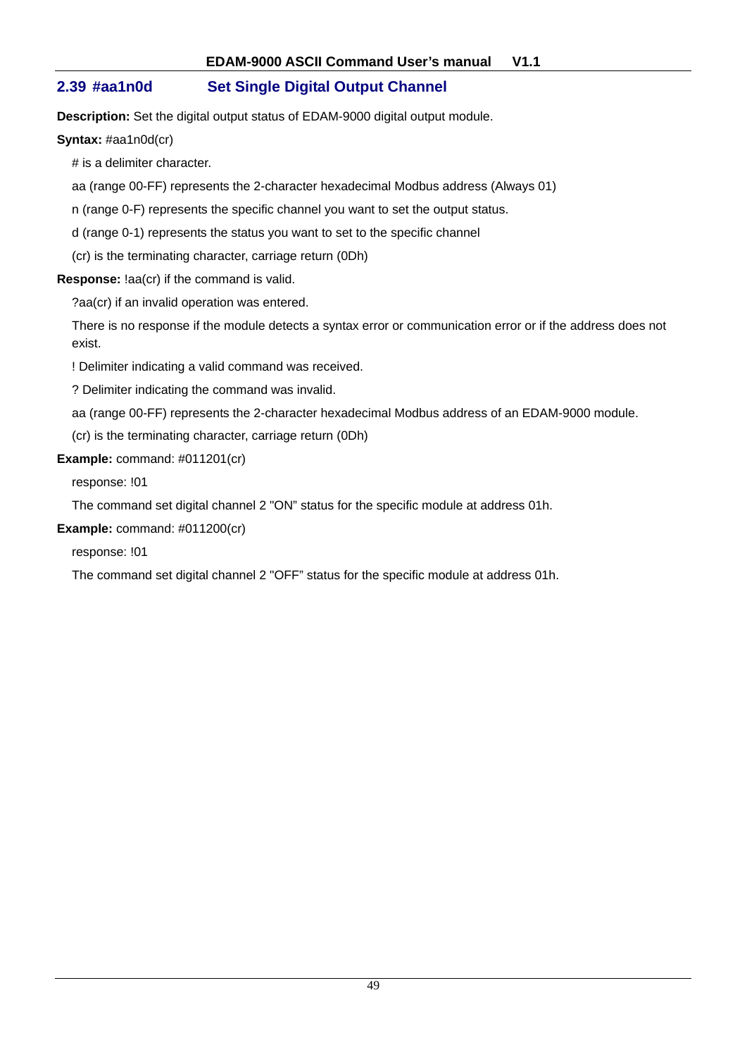## 2.39 #aa1n0d Set Single Digital Output Channel

**Description:** Set the digital output status of EDAM-9000 digital output module.

**Syntax:** #aa1n0d(cr)

# is a delimiter character.

aa (range 00-FF) represents the 2-character hexadecimal Modbus address (Always 01)

n (range 0-F) represents the specific channel you want to set the output status.

d (range 0-1) represents the status you want to set to the specific channel

(cr) is the terminating character, carriage return (0Dh)

**Response:** !aa(cr) if the command is valid.

?aa(cr) if an invalid operation was entered.

There is no response if the module detects a syntax error or communication error or if the address does not exist.

! Delimiter indicating a valid command was received.

? Delimiter indicating the command was invalid.

aa (range 00-FF) represents the 2-character hexadecimal Modbus address of an EDAM-9000 module.

(cr) is the terminating character, carriage return (0Dh)

**Example:** command: #011201(cr)

response: !01

The command set digital channel 2 "ON" status for the specific module at address 01h.

**Example:** command: #011200(cr)

response: !01

The command set digital channel 2 "OFF" status for the specific module at address 01h.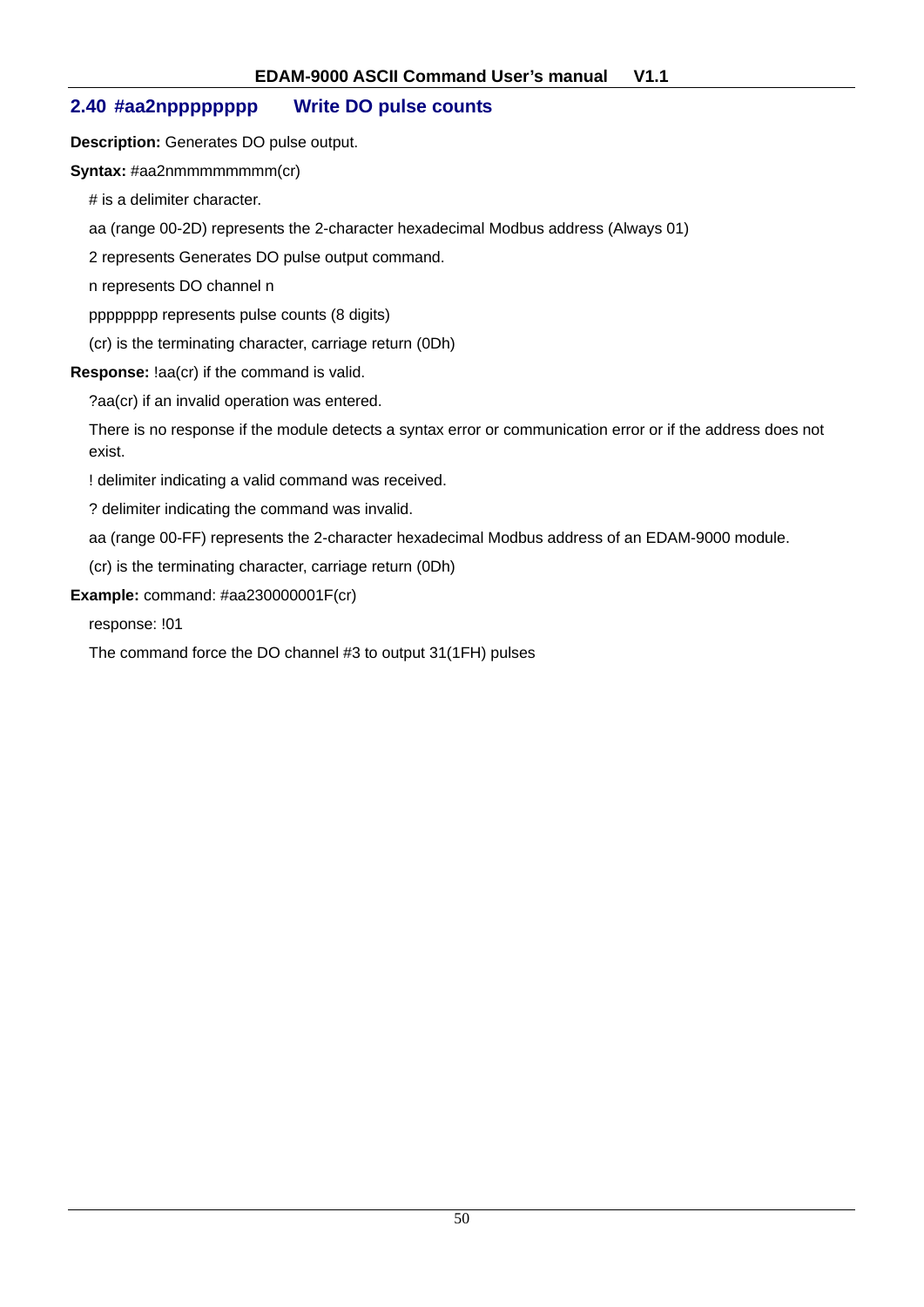## 2.40 #aa2npppppppp Write DO pulse counts

**Description:** Generates DO pulse output.

**Syntax:** #aa2nmmmmmmmm(cr)

# is a delimiter character.

aa (range 00-2D) represents the 2-character hexadecimal Modbus address (Always 01)

2 represents Generates DO pulse output command.

n represents DO channel n

pppppppp represents pulse counts (8 digits)

(cr) is the terminating character, carriage return (0Dh)

**Response:** !aa(cr) if the command is valid.

?aa(cr) if an invalid operation was entered.

There is no response if the module detects a syntax error or communication error or if the address does not exist.

! delimiter indicating a valid command was received.

? delimiter indicating the command was invalid.

aa (range 00-FF) represents the 2-character hexadecimal Modbus address of an EDAM-9000 module.

(cr) is the terminating character, carriage return (0Dh)

**Example:** command: #aa230000001F(cr)

response: !01

The command force the DO channel #3 to output 31(1FH) pulses